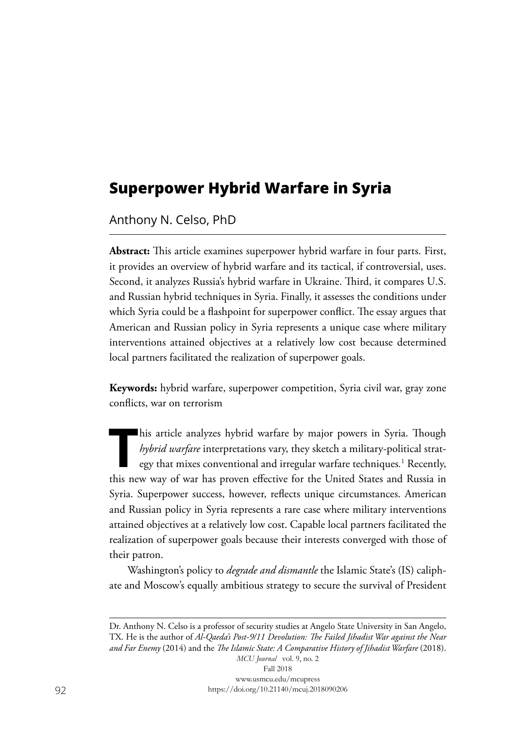# Superpower Hybrid Warfare in Syria

Anthony N. Celso, PhD

**Abstract:** This article examines superpower hybrid warfare in four parts. First, it provides an overview of hybrid warfare and its tactical, if controversial, uses. Second, it analyzes Russia's hybrid warfare in Ukraine. Third, it compares U.S. and Russian hybrid techniques in Syria. Finally, it assesses the conditions under which Syria could be a flashpoint for superpower conflict. The essay argues that American and Russian policy in Syria represents a unique case where military interventions attained objectives at a relatively low cost because determined local partners facilitated the realization of superpower goals.

**Keywords:** hybrid warfare, superpower competition, Syria civil war, gray zone conflicts, war on terrorism

This article analyzes hybrid warfare by major powers in Syria. Though *hybrid warfare* interpretations vary, they sketch a military-political strategy that mixes conventional and irregular warfare techniques.[1] Recently, this new way of war has proven effective for the United States and Russia in Syria. Superpower success, however, reflects unique circumstances. American and Russian policy in Syria represents a rare case where military interventions attained objectives at a relatively low cost. Capable local partners facilitated the realization of superpower goals because their interests converged with those of their patron.

Washington's policy to *degrade and dismantle* the Islamic State's (IS) caliphate and Moscow's equally ambitious strategy to secure the survival of President

---

Dr. Anthony N. Celso is a professor of security studies at Angelo State University in San Angelo, TX. He is the author of *Al-Qaeda's Post-9/11 Devolution: The Failed Jihadist War against the Near and Far Enemy* (2014) and the *The Islamic State: A Comparative History of Jihadist Warfare* (2018).

*MCU Journal* vol. 9, no. 2
Fall 2018
www.usmcu.edu/mcupress
https://doi.org/10.21140/mcuj.2018090206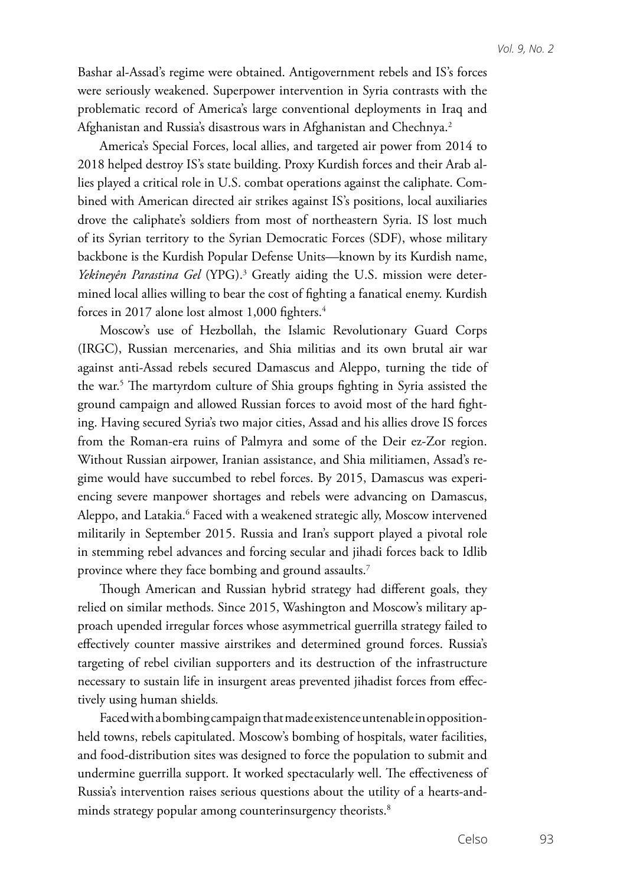Bashar al-Assad's regime were obtained. Antigovernment rebels and IS's forces were seriously weakened. Superpower intervention in Syria contrasts with the problematic record of America's large conventional deployments in Iraq and Afghanistan and Russia's disastrous wars in Afghanistan and Chechnya.[2]

America's Special Forces, local allies, and targeted air power from 2014 to 2018 helped destroy IS's state building. Proxy Kurdish forces and their Arab allies played a critical role in U.S. combat operations against the caliphate. Combined with American directed air strikes against IS's positions, local auxiliaries drove the caliphate's soldiers from most of northeastern Syria. IS lost much of its Syrian territory to the Syrian Democratic Forces (SDF), whose military backbone is the Kurdish Popular Defense Units—known by its Kurdish name, *Yekîneyên Parastina Gel* (YPG).[3] Greatly aiding the U.S. mission were determined local allies willing to bear the cost of fighting a fanatical enemy. Kurdish forces in 2017 alone lost almost 1,000 fighters.[4]

Moscow's use of Hezbollah, the Islamic Revolutionary Guard Corps (IRGC), Russian mercenaries, and Shia militias and its own brutal air war against anti-Assad rebels secured Damascus and Aleppo, turning the tide of the war.[5] The martyrdom culture of Shia groups fighting in Syria assisted the ground campaign and allowed Russian forces to avoid most of the hard fighting. Having secured Syria's two major cities, Assad and his allies drove IS forces from the Roman-era ruins of Palmyra and some of the Deir ez-Zor region. Without Russian airpower, Iranian assistance, and Shia militiamen, Assad's regime would have succumbed to rebel forces. By 2015, Damascus was experiencing severe manpower shortages and rebels were advancing on Damascus, Aleppo, and Latakia.[6] Faced with a weakened strategic ally, Moscow intervened militarily in September 2015. Russia and Iran's support played a pivotal role in stemming rebel advances and forcing secular and jihadi forces back to Idlib province where they face bombing and ground assaults.[7]

Though American and Russian hybrid strategy had different goals, they relied on similar methods. Since 2015, Washington and Moscow's military approach upended irregular forces whose asymmetrical guerrilla strategy failed to effectively counter massive airstrikes and determined ground forces. Russia's targeting of rebel civilian supporters and its destruction of the infrastructure necessary to sustain life in insurgent areas prevented jihadist forces from effectively using human shields.

Faced with a bombing campaign that made existence untenable in opposition-held towns, rebels capitulated. Moscow's bombing of hospitals, water facilities, and food-distribution sites was designed to force the population to submit and undermine guerrilla support. It worked spectacularly well. The effectiveness of Russia's intervention raises serious questions about the utility of a hearts-and-minds strategy popular among counterinsurgency theorists.[8]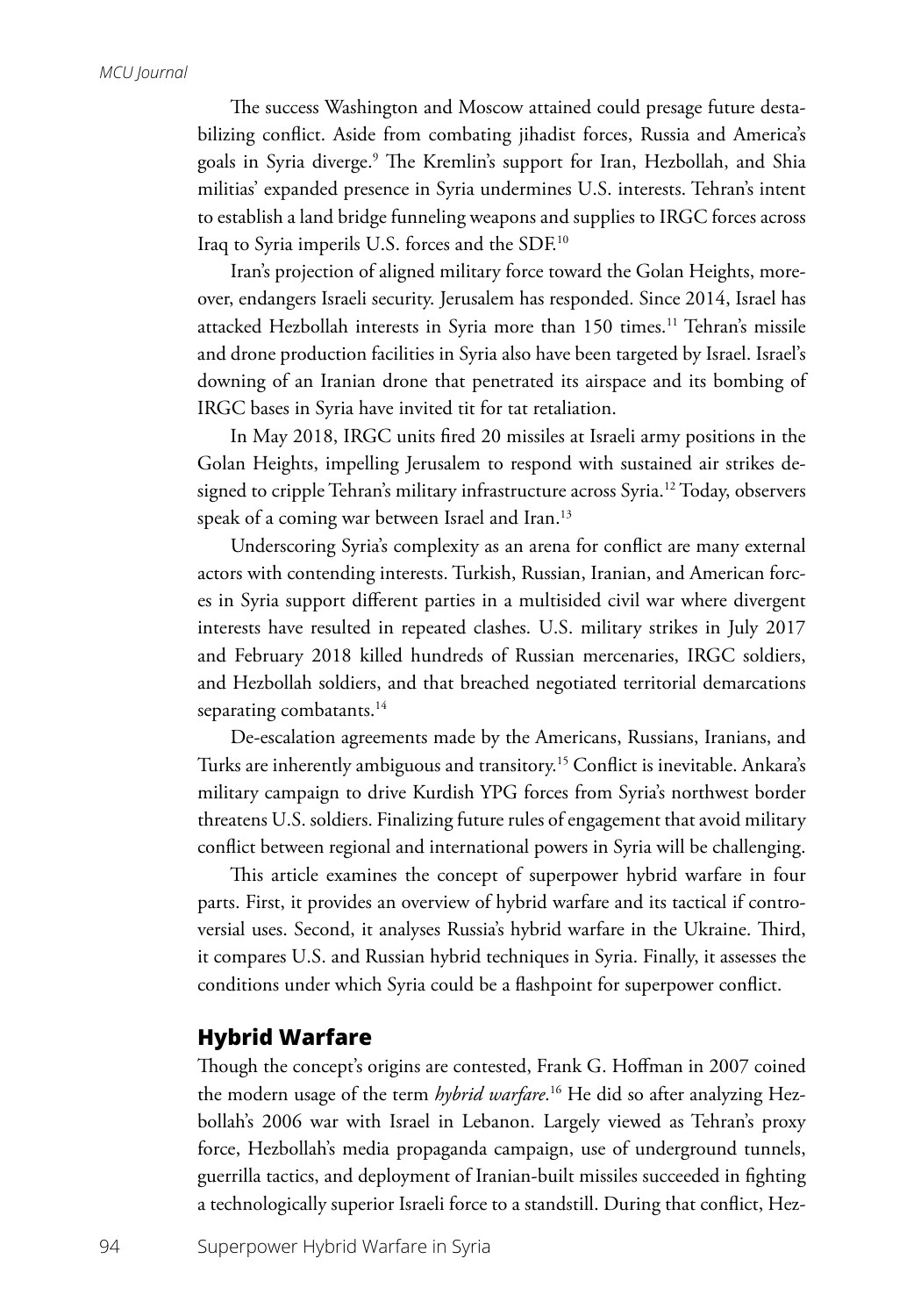The success Washington and Moscow attained could presage future destabilizing conflict. Aside from combating jihadist forces, Russia and America's goals in Syria diverge.[9] The Kremlin's support for Iran, Hezbollah, and Shia militias' expanded presence in Syria undermines U.S. interests. Tehran's intent to establish a land bridge funneling weapons and supplies to IRGC forces across Iraq to Syria imperils U.S. forces and the SDF.[10]

Iran's projection of aligned military force toward the Golan Heights, moreover, endangers Israeli security. Jerusalem has responded. Since 2014, Israel has attacked Hezbollah interests in Syria more than 150 times.[11] Tehran's missile and drone production facilities in Syria also have been targeted by Israel. Israel's downing of an Iranian drone that penetrated its airspace and its bombing of IRGC bases in Syria have invited tit for tat retaliation.

In May 2018, IRGC units fired 20 missiles at Israeli army positions in the Golan Heights, impelling Jerusalem to respond with sustained air strikes designed to cripple Tehran's military infrastructure across Syria.[12] Today, observers speak of a coming war between Israel and Iran.[13]

Underscoring Syria's complexity as an arena for conflict are many external actors with contending interests. Turkish, Russian, Iranian, and American forces in Syria support different parties in a multisided civil war where divergent interests have resulted in repeated clashes. U.S. military strikes in July 2017 and February 2018 killed hundreds of Russian mercenaries, IRGC soldiers, and Hezbollah soldiers, and that breached negotiated territorial demarcations separating combatants.[14]

De-escalation agreements made by the Americans, Russians, Iranians, and Turks are inherently ambiguous and transitory.[15] Conflict is inevitable. Ankara's military campaign to drive Kurdish YPG forces from Syria's northwest border threatens U.S. soldiers. Finalizing future rules of engagement that avoid military conflict between regional and international powers in Syria will be challenging.

This article examines the concept of superpower hybrid warfare in four parts. First, it provides an overview of hybrid warfare and its tactical if controversial uses. Second, it analyses Russia's hybrid warfare in the Ukraine. Third, it compares U.S. and Russian hybrid techniques in Syria. Finally, it assesses the conditions under which Syria could be a flashpoint for superpower conflict.

## Hybrid Warfare

Though the concept's origins are contested, Frank G. Hoffman in 2007 coined the modern usage of the term *hybrid warfare*.[16] He did so after analyzing Hezbollah's 2006 war with Israel in Lebanon. Largely viewed as Tehran's proxy force, Hezbollah's media propaganda campaign, use of underground tunnels, guerrilla tactics, and deployment of Iranian-built missiles succeeded in fighting a technologically superior Israeli force to a standstill. During that conflict, Hez-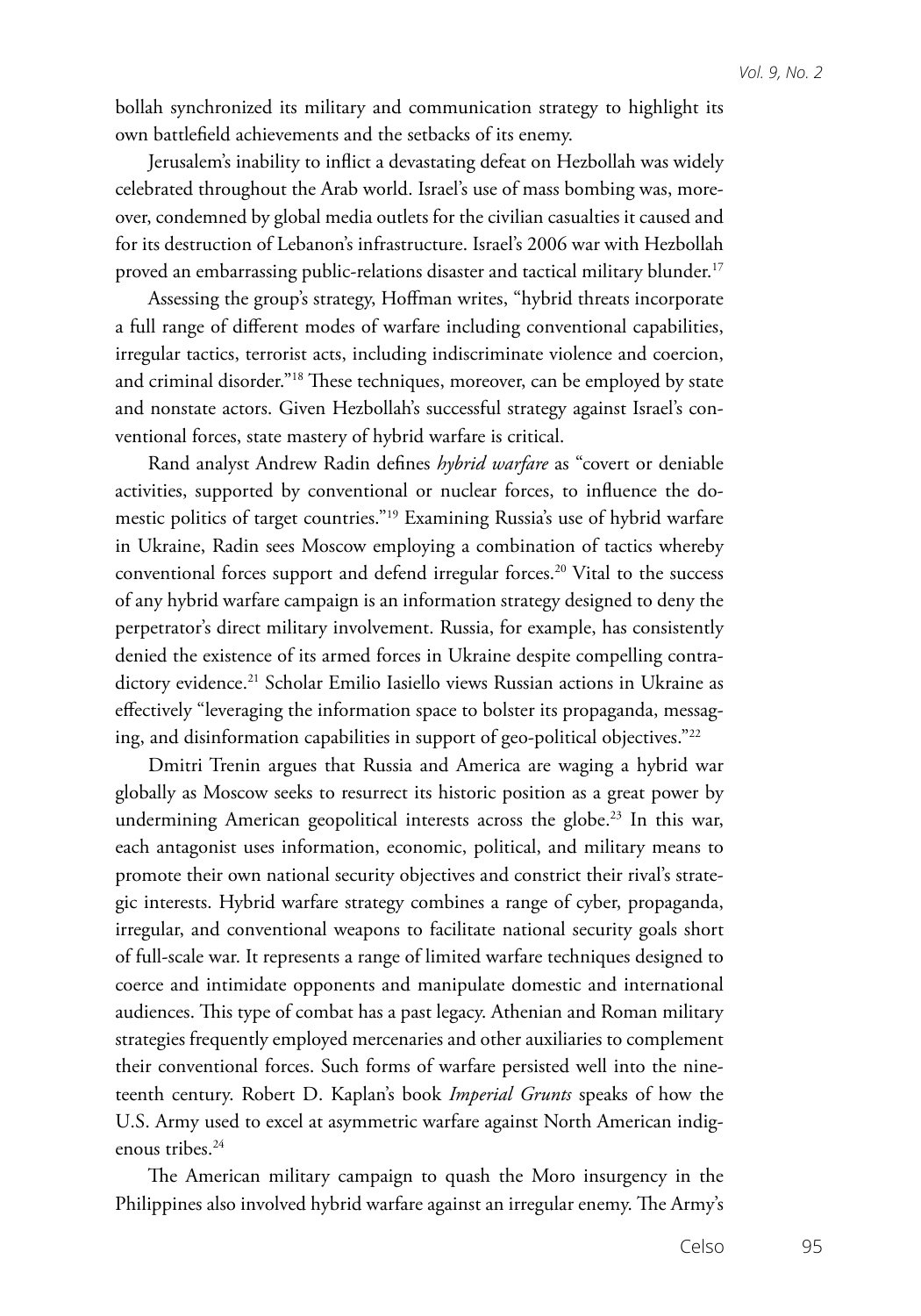bollah synchronized its military and communication strategy to highlight its own battlefield achievements and the setbacks of its enemy.

Jerusalem's inability to inflict a devastating defeat on Hezbollah was widely celebrated throughout the Arab world. Israel's use of mass bombing was, moreover, condemned by global media outlets for the civilian casualties it caused and for its destruction of Lebanon's infrastructure. Israel's 2006 war with Hezbollah proved an embarrassing public-relations disaster and tactical military blunder.[17]

Assessing the group's strategy, Hoffman writes, "hybrid threats incorporate a full range of different modes of warfare including conventional capabilities, irregular tactics, terrorist acts, including indiscriminate violence and coercion, and criminal disorder."[18] These techniques, moreover, can be employed by state and nonstate actors. Given Hezbollah's successful strategy against Israel's conventional forces, state mastery of hybrid warfare is critical.

Rand analyst Andrew Radin defines *hybrid warfare* as "covert or deniable activities, supported by conventional or nuclear forces, to influence the domestic politics of target countries."[19] Examining Russia's use of hybrid warfare in Ukraine, Radin sees Moscow employing a combination of tactics whereby conventional forces support and defend irregular forces.[20] Vital to the success of any hybrid warfare campaign is an information strategy designed to deny the perpetrator's direct military involvement. Russia, for example, has consistently denied the existence of its armed forces in Ukraine despite compelling contradictory evidence.[21] Scholar Emilio Iasiello views Russian actions in Ukraine as effectively "leveraging the information space to bolster its propaganda, messaging, and disinformation capabilities in support of geo-political objectives."[22]

Dmitri Trenin argues that Russia and America are waging a hybrid war globally as Moscow seeks to resurrect its historic position as a great power by undermining American geopolitical interests across the globe.[23] In this war, each antagonist uses information, economic, political, and military means to promote their own national security objectives and constrict their rival's strategic interests. Hybrid warfare strategy combines a range of cyber, propaganda, irregular, and conventional weapons to facilitate national security goals short of full-scale war. It represents a range of limited warfare techniques designed to coerce and intimidate opponents and manipulate domestic and international audiences. This type of combat has a past legacy. Athenian and Roman military strategies frequently employed mercenaries and other auxiliaries to complement their conventional forces. Such forms of warfare persisted well into the nineteenth century. Robert D. Kaplan's book *Imperial Grunts* speaks of how the U.S. Army used to excel at asymmetric warfare against North American indigenous tribes.[24]

The American military campaign to quash the Moro insurgency in the Philippines also involved hybrid warfare against an irregular enemy. The Army's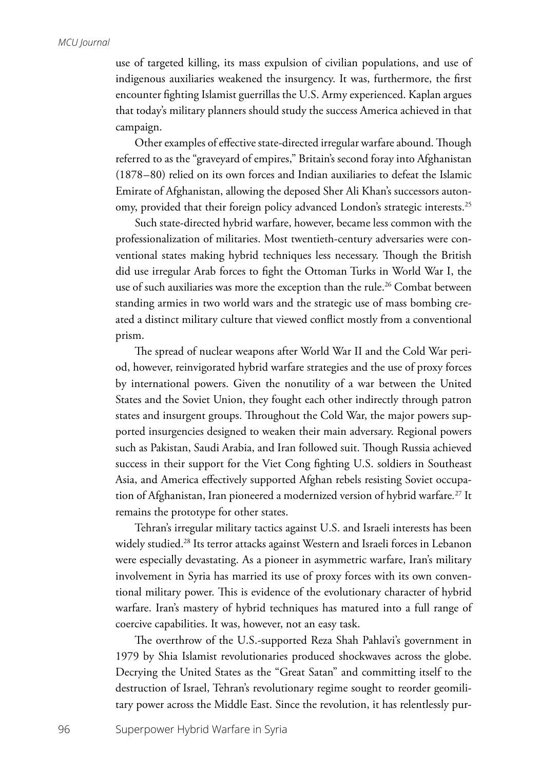use of targeted killing, its mass expulsion of civilian populations, and use of indigenous auxiliaries weakened the insurgency. It was, furthermore, the first encounter fighting Islamist guerrillas the U.S. Army experienced. Kaplan argues that today's military planners should study the success America achieved in that campaign.

Other examples of effective state-directed irregular warfare abound. Though referred to as the "graveyard of empires," Britain's second foray into Afghanistan (1878–80) relied on its own forces and Indian auxiliaries to defeat the Islamic Emirate of Afghanistan, allowing the deposed Sher Ali Khan's successors autonomy, provided that their foreign policy advanced London's strategic interests.[25]

Such state-directed hybrid warfare, however, became less common with the professionalization of militaries. Most twentieth-century adversaries were conventional states making hybrid techniques less necessary. Though the British did use irregular Arab forces to fight the Ottoman Turks in World War I, the use of such auxiliaries was more the exception than the rule.[26] Combat between standing armies in two world wars and the strategic use of mass bombing created a distinct military culture that viewed conflict mostly from a conventional prism.

The spread of nuclear weapons after World War II and the Cold War period, however, reinvigorated hybrid warfare strategies and the use of proxy forces by international powers. Given the nonutility of a war between the United States and the Soviet Union, they fought each other indirectly through patron states and insurgent groups. Throughout the Cold War, the major powers supported insurgencies designed to weaken their main adversary. Regional powers such as Pakistan, Saudi Arabia, and Iran followed suit. Though Russia achieved success in their support for the Viet Cong fighting U.S. soldiers in Southeast Asia, and America effectively supported Afghan rebels resisting Soviet occupation of Afghanistan, Iran pioneered a modernized version of hybrid warfare.[27] It remains the prototype for other states.

Tehran's irregular military tactics against U.S. and Israeli interests has been widely studied.[28] Its terror attacks against Western and Israeli forces in Lebanon were especially devastating. As a pioneer in asymmetric warfare, Iran's military involvement in Syria has married its use of proxy forces with its own conventional military power. This is evidence of the evolutionary character of hybrid warfare. Iran's mastery of hybrid techniques has matured into a full range of coercive capabilities. It was, however, not an easy task.

The overthrow of the U.S.-supported Reza Shah Pahlavi's government in 1979 by Shia Islamist revolutionaries produced shockwaves across the globe. Decrying the United States as the "Great Satan" and committing itself to the destruction of Israel, Tehran's revolutionary regime sought to reorder geomilitary power across the Middle East. Since the revolution, it has relentlessly pur-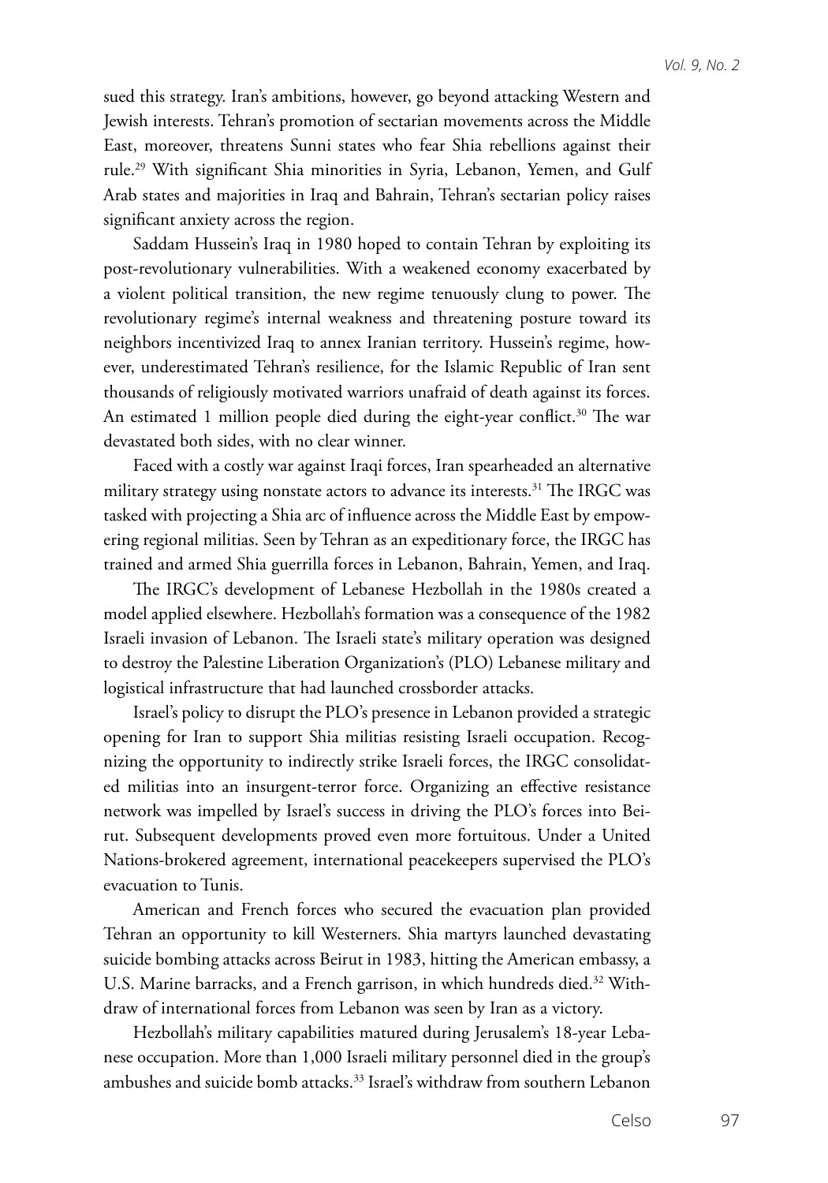sued this strategy. Iran's ambitions, however, go beyond attacking Western and Jewish interests. Tehran's promotion of sectarian movements across the Middle East, moreover, threatens Sunni states who fear Shia rebellions against their rule.[29] With significant Shia minorities in Syria, Lebanon, Yemen, and Gulf Arab states and majorities in Iraq and Bahrain, Tehran's sectarian policy raises significant anxiety across the region.

Saddam Hussein's Iraq in 1980 hoped to contain Tehran by exploiting its post-revolutionary vulnerabilities. With a weakened economy exacerbated by a violent political transition, the new regime tenuously clung to power. The revolutionary regime's internal weakness and threatening posture toward its neighbors incentivized Iraq to annex Iranian territory. Hussein's regime, however, underestimated Tehran's resilience, for the Islamic Republic of Iran sent thousands of religiously motivated warriors unafraid of death against its forces. An estimated 1 million people died during the eight-year conflict.[30] The war devastated both sides, with no clear winner.

Faced with a costly war against Iraqi forces, Iran spearheaded an alternative military strategy using nonstate actors to advance its interests.[31] The IRGC was tasked with projecting a Shia arc of influence across the Middle East by empowering regional militias. Seen by Tehran as an expeditionary force, the IRGC has trained and armed Shia guerrilla forces in Lebanon, Bahrain, Yemen, and Iraq.

The IRGC's development of Lebanese Hezbollah in the 1980s created a model applied elsewhere. Hezbollah's formation was a consequence of the 1982 Israeli invasion of Lebanon. The Israeli state's military operation was designed to destroy the Palestine Liberation Organization's (PLO) Lebanese military and logistical infrastructure that had launched crossborder attacks.

Israel's policy to disrupt the PLO's presence in Lebanon provided a strategic opening for Iran to support Shia militias resisting Israeli occupation. Recognizing the opportunity to indirectly strike Israeli forces, the IRGC consolidated militias into an insurgent-terror force. Organizing an effective resistance network was impelled by Israel's success in driving the PLO's forces into Beirut. Subsequent developments proved even more fortuitous. Under a United Nations-brokered agreement, international peacekeepers supervised the PLO's evacuation to Tunis.

American and French forces who secured the evacuation plan provided Tehran an opportunity to kill Westerners. Shia martyrs launched devastating suicide bombing attacks across Beirut in 1983, hitting the American embassy, a U.S. Marine barracks, and a French garrison, in which hundreds died.[32] Withdraw of international forces from Lebanon was seen by Iran as a victory.

Hezbollah's military capabilities matured during Jerusalem's 18-year Lebanese occupation. More than 1,000 Israeli military personnel died in the group's ambushes and suicide bomb attacks.[33] Israel's withdraw from southern Lebanon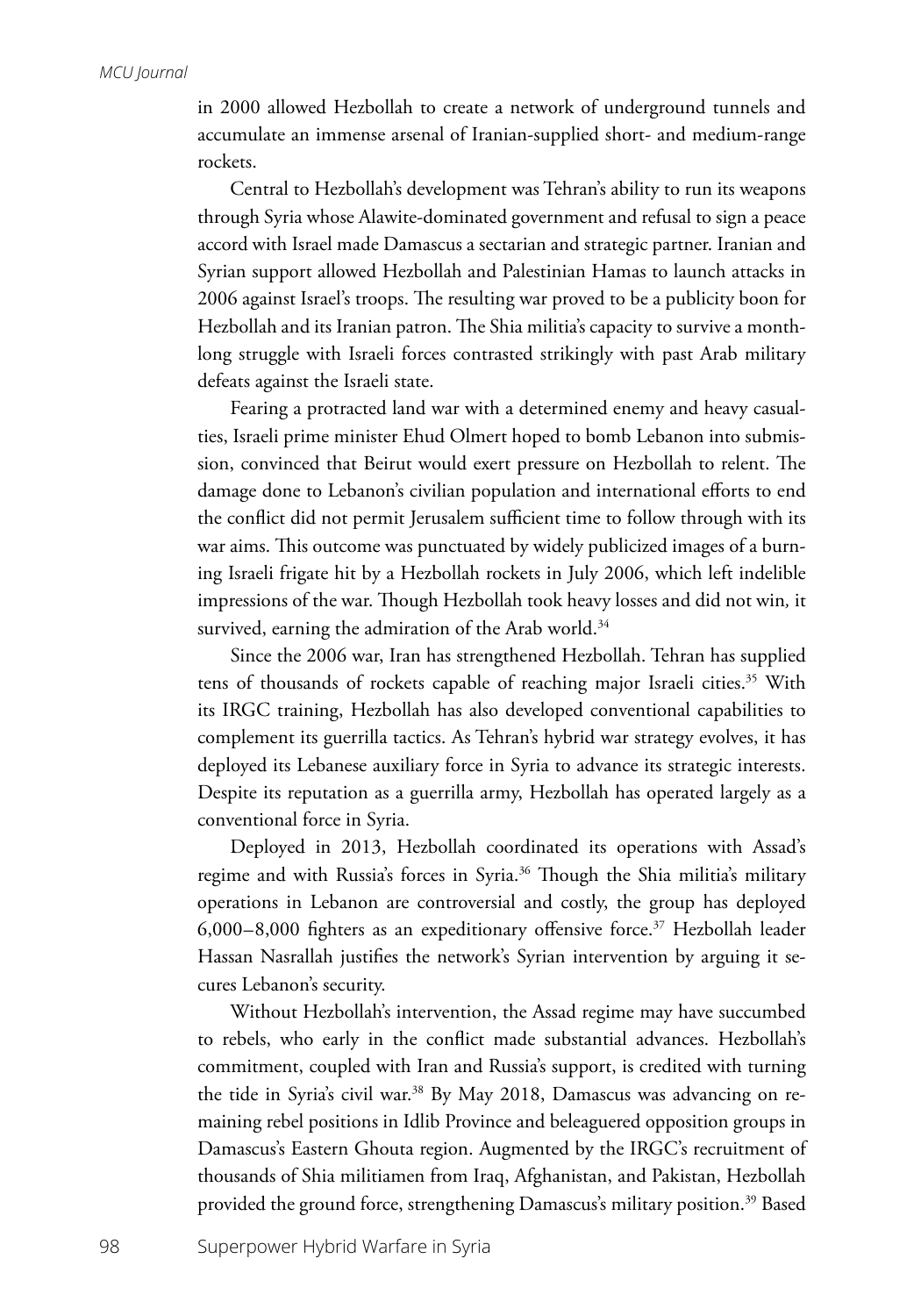in 2000 allowed Hezbollah to create a network of underground tunnels and accumulate an immense arsenal of Iranian-supplied short- and medium-range rockets.

Central to Hezbollah's development was Tehran's ability to run its weapons through Syria whose Alawite-dominated government and refusal to sign a peace accord with Israel made Damascus a sectarian and strategic partner. Iranian and Syrian support allowed Hezbollah and Palestinian Hamas to launch attacks in 2006 against Israel's troops. The resulting war proved to be a publicity boon for Hezbollah and its Iranian patron. The Shia militia's capacity to survive a month-long struggle with Israeli forces contrasted strikingly with past Arab military defeats against the Israeli state.

Fearing a protracted land war with a determined enemy and heavy casualties, Israeli prime minister Ehud Olmert hoped to bomb Lebanon into submission, convinced that Beirut would exert pressure on Hezbollah to relent. The damage done to Lebanon's civilian population and international efforts to end the conflict did not permit Jerusalem sufficient time to follow through with its war aims. This outcome was punctuated by widely publicized images of a burning Israeli frigate hit by a Hezbollah rockets in July 2006, which left indelible impressions of the war. Though Hezbollah took heavy losses and did not win, it survived, earning the admiration of the Arab world.[34]

Since the 2006 war, Iran has strengthened Hezbollah. Tehran has supplied tens of thousands of rockets capable of reaching major Israeli cities.[35] With its IRGC training, Hezbollah has also developed conventional capabilities to complement its guerrilla tactics. As Tehran's hybrid war strategy evolves, it has deployed its Lebanese auxiliary force in Syria to advance its strategic interests. Despite its reputation as a guerrilla army, Hezbollah has operated largely as a conventional force in Syria.

Deployed in 2013, Hezbollah coordinated its operations with Assad's regime and with Russia's forces in Syria.[36] Though the Shia militia's military operations in Lebanon are controversial and costly, the group has deployed 6,000–8,000 fighters as an expeditionary offensive force.[37] Hezbollah leader Hassan Nasrallah justifies the network's Syrian intervention by arguing it secures Lebanon's security.

Without Hezbollah's intervention, the Assad regime may have succumbed to rebels, who early in the conflict made substantial advances. Hezbollah's commitment, coupled with Iran and Russia's support, is credited with turning the tide in Syria's civil war.[38] By May 2018, Damascus was advancing on remaining rebel positions in Idlib Province and beleaguered opposition groups in Damascus's Eastern Ghouta region. Augmented by the IRGC's recruitment of thousands of Shia militiamen from Iraq, Afghanistan, and Pakistan, Hezbollah provided the ground force, strengthening Damascus's military position.[39] Based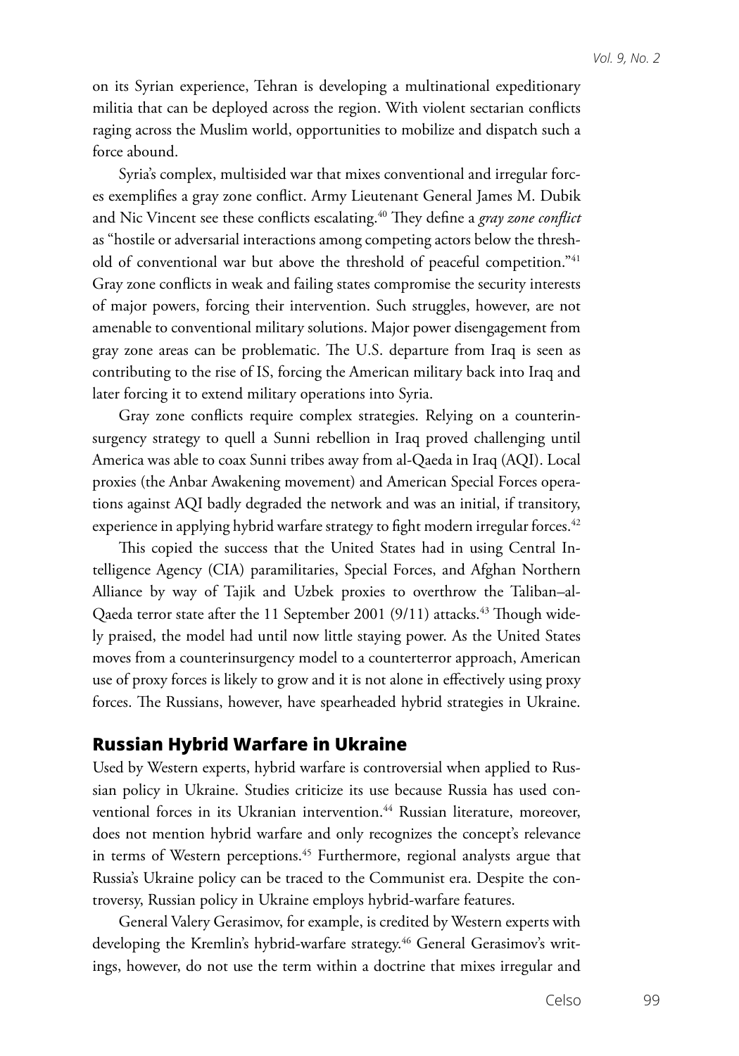on its Syrian experience, Tehran is developing a multinational expeditionary militia that can be deployed across the region. With violent sectarian conflicts raging across the Muslim world, opportunities to mobilize and dispatch such a force abound.

Syria's complex, multisided war that mixes conventional and irregular forces exemplifies a gray zone conflict. Army Lieutenant General James M. Dubik and Nic Vincent see these conflicts escalating.[40] They define a *gray zone conflict* as "hostile or adversarial interactions among competing actors below the threshold of conventional war but above the threshold of peaceful competition."[41] Gray zone conflicts in weak and failing states compromise the security interests of major powers, forcing their intervention. Such struggles, however, are not amenable to conventional military solutions. Major power disengagement from gray zone areas can be problematic. The U.S. departure from Iraq is seen as contributing to the rise of IS, forcing the American military back into Iraq and later forcing it to extend military operations into Syria.

Gray zone conflicts require complex strategies. Relying on a counterinsurgency strategy to quell a Sunni rebellion in Iraq proved challenging until America was able to coax Sunni tribes away from al-Qaeda in Iraq (AQI). Local proxies (the Anbar Awakening movement) and American Special Forces operations against AQI badly degraded the network and was an initial, if transitory, experience in applying hybrid warfare strategy to fight modern irregular forces.[42]

This copied the success that the United States had in using Central Intelligence Agency (CIA) paramilitaries, Special Forces, and Afghan Northern Alliance by way of Tajik and Uzbek proxies to overthrow the Taliban–al-Qaeda terror state after the 11 September 2001 (9/11) attacks.[43] Though widely praised, the model had until now little staying power. As the United States moves from a counterinsurgency model to a counterterror approach, American use of proxy forces is likely to grow and it is not alone in effectively using proxy forces. The Russians, however, have spearheaded hybrid strategies in Ukraine.

## Russian Hybrid Warfare in Ukraine

Used by Western experts, hybrid warfare is controversial when applied to Russian policy in Ukraine. Studies criticize its use because Russia has used conventional forces in its Ukranian intervention.[44] Russian literature, moreover, does not mention hybrid warfare and only recognizes the concept's relevance in terms of Western perceptions.[45] Furthermore, regional analysts argue that Russia's Ukraine policy can be traced to the Communist era. Despite the controversy, Russian policy in Ukraine employs hybrid-warfare features.

General Valery Gerasimov, for example, is credited by Western experts with developing the Kremlin's hybrid-warfare strategy.[46] General Gerasimov's writings, however, do not use the term within a doctrine that mixes irregular and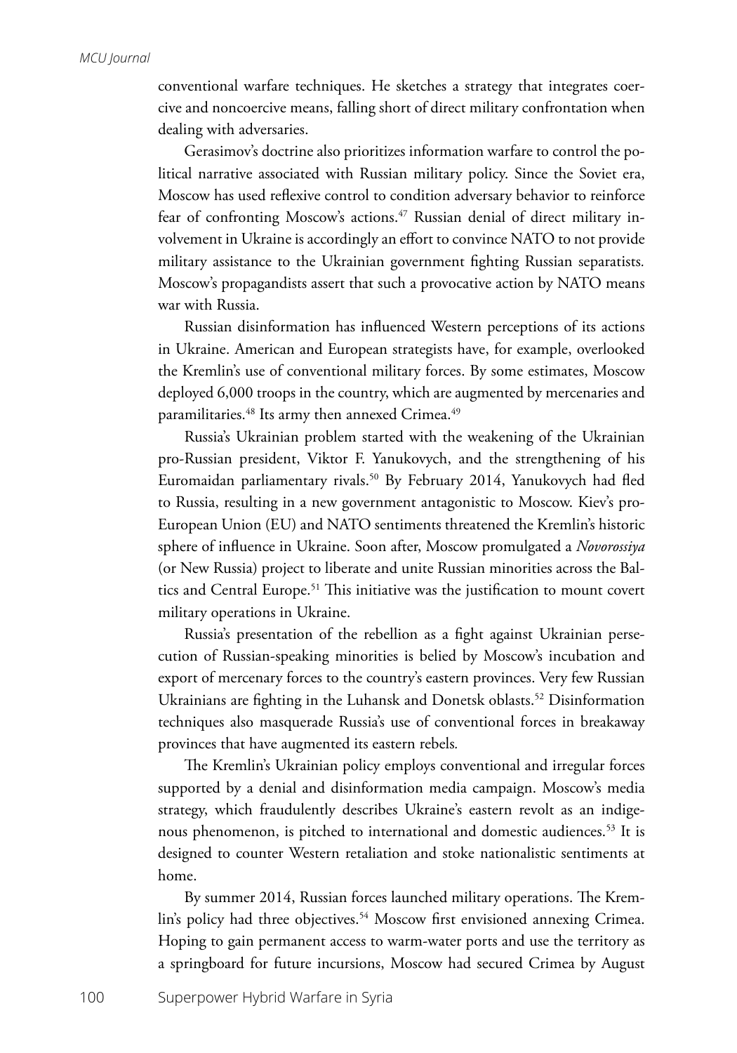conventional warfare techniques. He sketches a strategy that integrates coercive and noncoercive means, falling short of direct military confrontation when dealing with adversaries.

Gerasimov's doctrine also prioritizes information warfare to control the political narrative associated with Russian military policy. Since the Soviet era, Moscow has used reflexive control to condition adversary behavior to reinforce fear of confronting Moscow's actions.[47] Russian denial of direct military involvement in Ukraine is accordingly an effort to convince NATO to not provide military assistance to the Ukrainian government fighting Russian separatists. Moscow's propagandists assert that such a provocative action by NATO means war with Russia.

Russian disinformation has influenced Western perceptions of its actions in Ukraine. American and European strategists have, for example, overlooked the Kremlin's use of conventional military forces. By some estimates, Moscow deployed 6,000 troops in the country, which are augmented by mercenaries and paramilitaries.[48] Its army then annexed Crimea.[49]

Russia's Ukrainian problem started with the weakening of the Ukrainian pro-Russian president, Viktor F. Yanukovych, and the strengthening of his Euromaidan parliamentary rivals.[50] By February 2014, Yanukovych had fled to Russia, resulting in a new government antagonistic to Moscow. Kiev's pro-European Union (EU) and NATO sentiments threatened the Kremlin's historic sphere of influence in Ukraine. Soon after, Moscow promulgated a *Novorossiya* (or New Russia) project to liberate and unite Russian minorities across the Baltics and Central Europe.[51] This initiative was the justification to mount covert military operations in Ukraine.

Russia's presentation of the rebellion as a fight against Ukrainian persecution of Russian-speaking minorities is belied by Moscow's incubation and export of mercenary forces to the country's eastern provinces. Very few Russian Ukrainians are fighting in the Luhansk and Donetsk oblasts.[52] Disinformation techniques also masquerade Russia's use of conventional forces in breakaway provinces that have augmented its eastern rebels.

The Kremlin's Ukrainian policy employs conventional and irregular forces supported by a denial and disinformation media campaign. Moscow's media strategy, which fraudulently describes Ukraine's eastern revolt as an indigenous phenomenon, is pitched to international and domestic audiences.[53] It is designed to counter Western retaliation and stoke nationalistic sentiments at home.

By summer 2014, Russian forces launched military operations. The Kremlin's policy had three objectives.[54] Moscow first envisioned annexing Crimea. Hoping to gain permanent access to warm-water ports and use the territory as a springboard for future incursions, Moscow had secured Crimea by August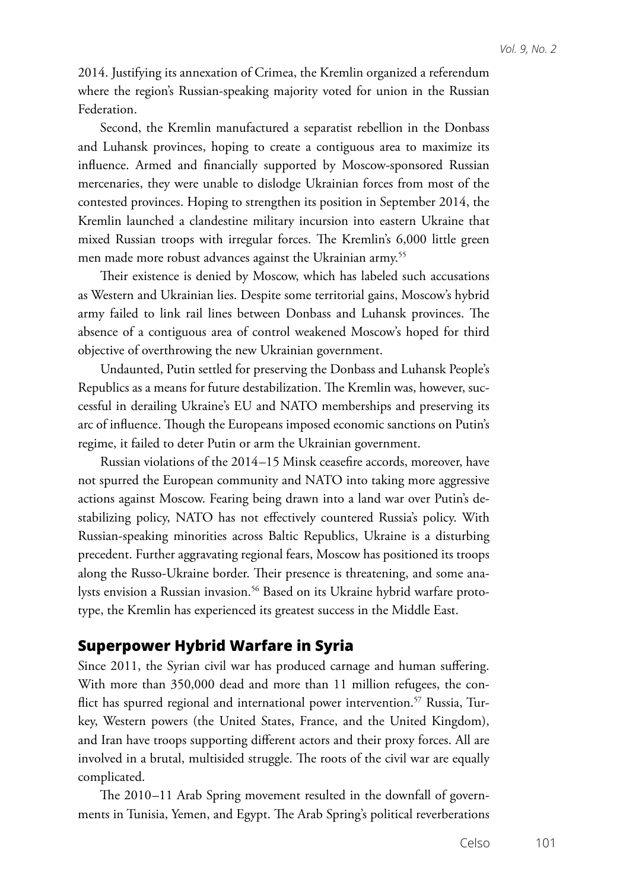2014. Justifying its annexation of Crimea, the Kremlin organized a referendum where the region's Russian-speaking majority voted for union in the Russian Federation.

Second, the Kremlin manufactured a separatist rebellion in the Donbass and Luhansk provinces, hoping to create a contiguous area to maximize its influence. Armed and financially supported by Moscow-sponsored Russian mercenaries, they were unable to dislodge Ukrainian forces from most of the contested provinces. Hoping to strengthen its position in September 2014, the Kremlin launched a clandestine military incursion into eastern Ukraine that mixed Russian troops with irregular forces. The Kremlin's 6,000 little green men made more robust advances against the Ukrainian army.[55]

Their existence is denied by Moscow, which has labeled such accusations as Western and Ukrainian lies. Despite some territorial gains, Moscow's hybrid army failed to link rail lines between Donbass and Luhansk provinces. The absence of a contiguous area of control weakened Moscow's hoped for third objective of overthrowing the new Ukrainian government.

Undaunted, Putin settled for preserving the Donbass and Luhansk People's Republics as a means for future destabilization. The Kremlin was, however, successful in derailing Ukraine's EU and NATO memberships and preserving its arc of influence. Though the Europeans imposed economic sanctions on Putin's regime, it failed to deter Putin or arm the Ukrainian government.

Russian violations of the 2014–15 Minsk ceasefire accords, moreover, have not spurred the European community and NATO into taking more aggressive actions against Moscow. Fearing being drawn into a land war over Putin's destabilizing policy, NATO has not effectively countered Russia's policy. With Russian-speaking minorities across Baltic Republics, Ukraine is a disturbing precedent. Further aggravating regional fears, Moscow has positioned its troops along the Russo-Ukraine border. Their presence is threatening, and some analysts envision a Russian invasion.[56] Based on its Ukraine hybrid warfare prototype, the Kremlin has experienced its greatest success in the Middle East.

## Superpower Hybrid Warfare in Syria

Since 2011, the Syrian civil war has produced carnage and human suffering. With more than 350,000 dead and more than 11 million refugees, the conflict has spurred regional and international power intervention.[57] Russia, Turkey, Western powers (the United States, France, and the United Kingdom), and Iran have troops supporting different actors and their proxy forces. All are involved in a brutal, multisided struggle. The roots of the civil war are equally complicated.

The 2010–11 Arab Spring movement resulted in the downfall of governments in Tunisia, Yemen, and Egypt. The Arab Spring's political reverberations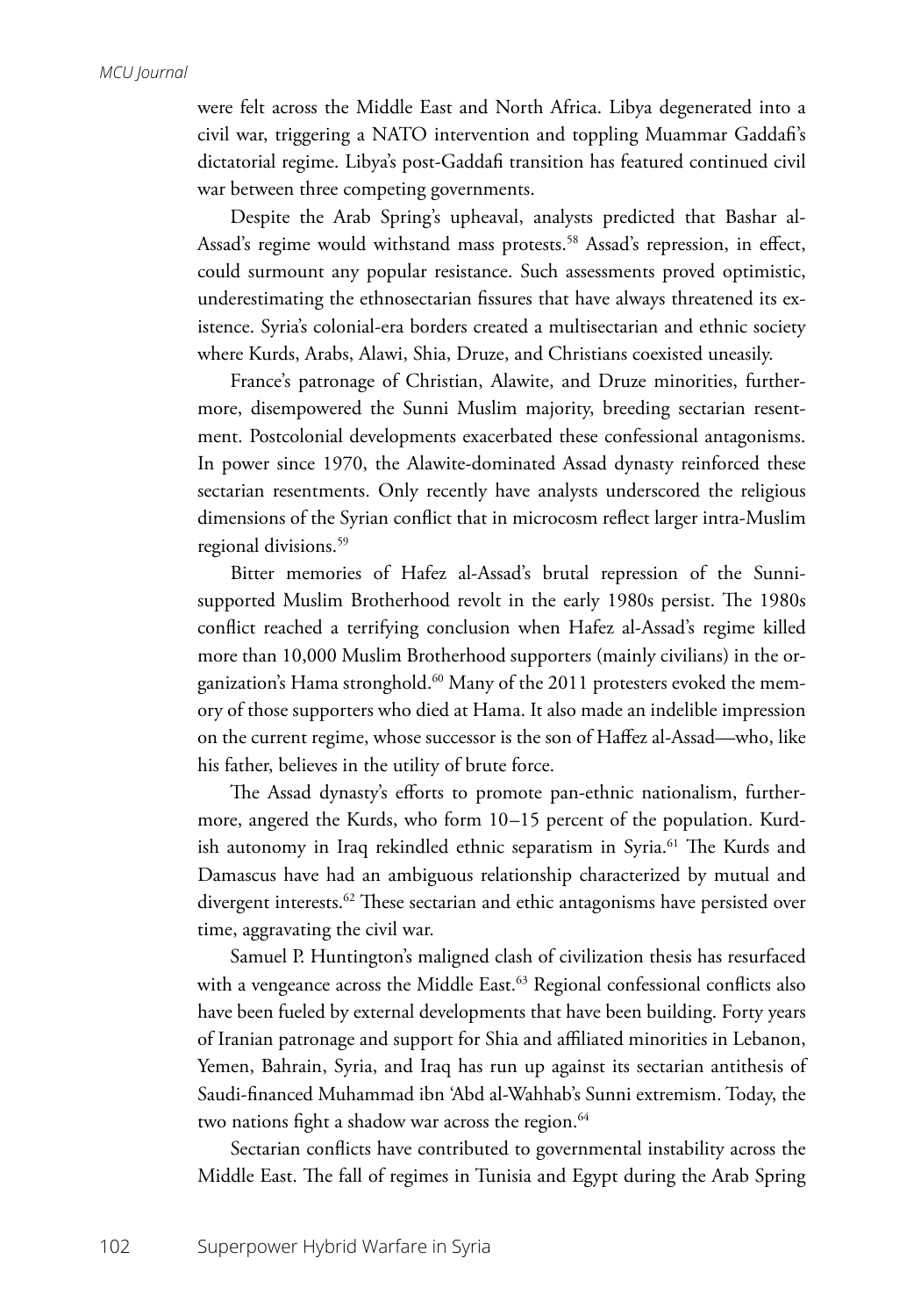were felt across the Middle East and North Africa. Libya degenerated into a civil war, triggering a NATO intervention and toppling Muammar Gaddafi's dictatorial regime. Libya's post-Gaddafi transition has featured continued civil war between three competing governments.

Despite the Arab Spring's upheaval, analysts predicted that Bashar al-Assad's regime would withstand mass protests.[58] Assad's repression, in effect, could surmount any popular resistance. Such assessments proved optimistic, underestimating the ethnosectarian fissures that have always threatened its existence. Syria's colonial-era borders created a multisectarian and ethnic society where Kurds, Arabs, Alawi, Shia, Druze, and Christians coexisted uneasily.

France's patronage of Christian, Alawite, and Druze minorities, furthermore, disempowered the Sunni Muslim majority, breeding sectarian resentment. Postcolonial developments exacerbated these confessional antagonisms. In power since 1970, the Alawite-dominated Assad dynasty reinforced these sectarian resentments. Only recently have analysts underscored the religious dimensions of the Syrian conflict that in microcosm reflect larger intra-Muslim regional divisions.[59]

Bitter memories of Hafez al-Assad's brutal repression of the Sunni-supported Muslim Brotherhood revolt in the early 1980s persist. The 1980s conflict reached a terrifying conclusion when Hafez al-Assad's regime killed more than 10,000 Muslim Brotherhood supporters (mainly civilians) in the organization's Hama stronghold.[60] Many of the 2011 protesters evoked the memory of those supporters who died at Hama. It also made an indelible impression on the current regime, whose successor is the son of Haffez al-Assad—who, like his father, believes in the utility of brute force.

The Assad dynasty's efforts to promote pan-ethnic nationalism, furthermore, angered the Kurds, who form 10–15 percent of the population. Kurdish autonomy in Iraq rekindled ethnic separatism in Syria.[61] The Kurds and Damascus have had an ambiguous relationship characterized by mutual and divergent interests.[62] These sectarian and ethic antagonisms have persisted over time, aggravating the civil war.

Samuel P. Huntington's maligned clash of civilization thesis has resurfaced with a vengeance across the Middle East.[63] Regional confessional conflicts also have been fueled by external developments that have been building. Forty years of Iranian patronage and support for Shia and affiliated minorities in Lebanon, Yemen, Bahrain, Syria, and Iraq has run up against its sectarian antithesis of Saudi-financed Muhammad ibn 'Abd al-Wahhab's Sunni extremism. Today, the two nations fight a shadow war across the region.[64]

Sectarian conflicts have contributed to governmental instability across the Middle East. The fall of regimes in Tunisia and Egypt during the Arab Spring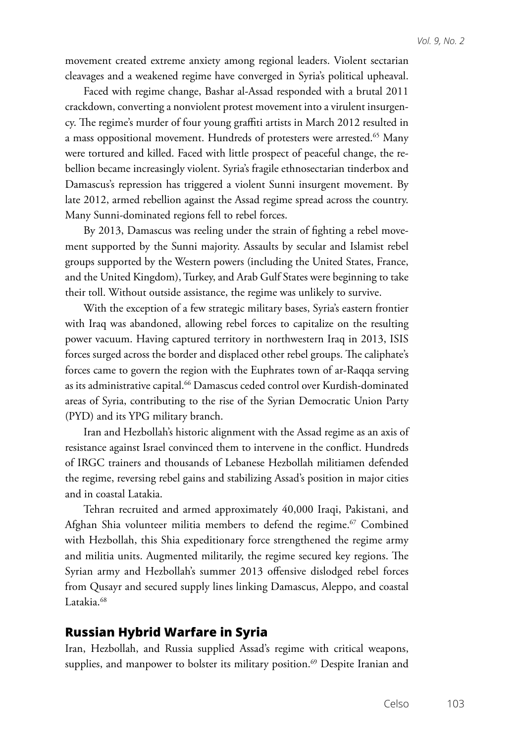movement created extreme anxiety among regional leaders. Violent sectarian cleavages and a weakened regime have converged in Syria's political upheaval.

Faced with regime change, Bashar al-Assad responded with a brutal 2011 crackdown, converting a nonviolent protest movement into a virulent insurgency. The regime's murder of four young graffiti artists in March 2012 resulted in a mass oppositional movement. Hundreds of protesters were arrested.[65] Many were tortured and killed. Faced with little prospect of peaceful change, the rebellion became increasingly violent. Syria's fragile ethnosectarian tinderbox and Damascus's repression has triggered a violent Sunni insurgent movement. By late 2012, armed rebellion against the Assad regime spread across the country. Many Sunni-dominated regions fell to rebel forces.

By 2013, Damascus was reeling under the strain of fighting a rebel movement supported by the Sunni majority. Assaults by secular and Islamist rebel groups supported by the Western powers (including the United States, France, and the United Kingdom), Turkey, and Arab Gulf States were beginning to take their toll. Without outside assistance, the regime was unlikely to survive.

With the exception of a few strategic military bases, Syria's eastern frontier with Iraq was abandoned, allowing rebel forces to capitalize on the resulting power vacuum. Having captured territory in northwestern Iraq in 2013, ISIS forces surged across the border and displaced other rebel groups. The caliphate's forces came to govern the region with the Euphrates town of ar-Raqqa serving as its administrative capital.[66] Damascus ceded control over Kurdish-dominated areas of Syria, contributing to the rise of the Syrian Democratic Union Party (PYD) and its YPG military branch.

Iran and Hezbollah's historic alignment with the Assad regime as an axis of resistance against Israel convinced them to intervene in the conflict. Hundreds of IRGC trainers and thousands of Lebanese Hezbollah militiamen defended the regime, reversing rebel gains and stabilizing Assad's position in major cities and in coastal Latakia.

Tehran recruited and armed approximately 40,000 Iraqi, Pakistani, and Afghan Shia volunteer militia members to defend the regime.[67] Combined with Hezbollah, this Shia expeditionary force strengthened the regime army and militia units. Augmented militarily, the regime secured key regions. The Syrian army and Hezbollah's summer 2013 offensive dislodged rebel forces from Qusayr and secured supply lines linking Damascus, Aleppo, and coastal Latakia.[68]

## Russian Hybrid Warfare in Syria

Iran, Hezbollah, and Russia supplied Assad's regime with critical weapons, supplies, and manpower to bolster its military position.[69] Despite Iranian and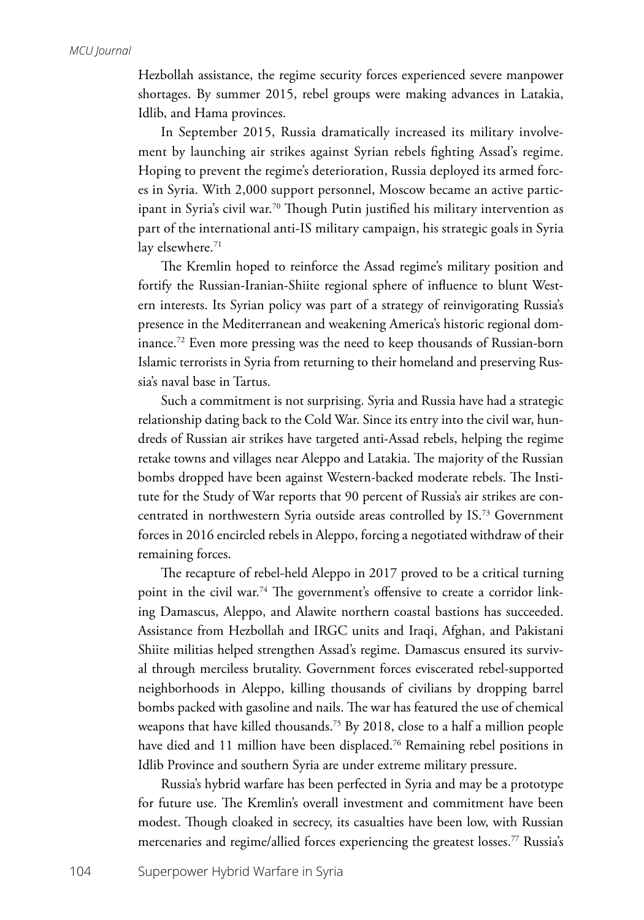Hezbollah assistance, the regime security forces experienced severe manpower shortages. By summer 2015, rebel groups were making advances in Latakia, Idlib, and Hama provinces.

In September 2015, Russia dramatically increased its military involvement by launching air strikes against Syrian rebels fighting Assad's regime. Hoping to prevent the regime's deterioration, Russia deployed its armed forces in Syria. With 2,000 support personnel, Moscow became an active participant in Syria's civil war.[70] Though Putin justified his military intervention as part of the international anti-IS military campaign, his strategic goals in Syria lay elsewhere.[71]

The Kremlin hoped to reinforce the Assad regime's military position and fortify the Russian-Iranian-Shiite regional sphere of influence to blunt Western interests. Its Syrian policy was part of a strategy of reinvigorating Russia's presence in the Mediterranean and weakening America's historic regional dominance.[72] Even more pressing was the need to keep thousands of Russian-born Islamic terrorists in Syria from returning to their homeland and preserving Russia's naval base in Tartus.

Such a commitment is not surprising. Syria and Russia have had a strategic relationship dating back to the Cold War. Since its entry into the civil war, hundreds of Russian air strikes have targeted anti-Assad rebels, helping the regime retake towns and villages near Aleppo and Latakia. The majority of the Russian bombs dropped have been against Western-backed moderate rebels. The Institute for the Study of War reports that 90 percent of Russia's air strikes are concentrated in northwestern Syria outside areas controlled by IS.[73] Government forces in 2016 encircled rebels in Aleppo, forcing a negotiated withdraw of their remaining forces.

The recapture of rebel-held Aleppo in 2017 proved to be a critical turning point in the civil war.[74] The government's offensive to create a corridor linking Damascus, Aleppo, and Alawite northern coastal bastions has succeeded. Assistance from Hezbollah and IRGC units and Iraqi, Afghan, and Pakistani Shiite militias helped strengthen Assad's regime. Damascus ensured its survival through merciless brutality. Government forces eviscerated rebel-supported neighborhoods in Aleppo, killing thousands of civilians by dropping barrel bombs packed with gasoline and nails. The war has featured the use of chemical weapons that have killed thousands.[75] By 2018, close to a half a million people have died and 11 million have been displaced.[76] Remaining rebel positions in Idlib Province and southern Syria are under extreme military pressure.

Russia's hybrid warfare has been perfected in Syria and may be a prototype for future use. The Kremlin's overall investment and commitment have been modest. Though cloaked in secrecy, its casualties have been low, with Russian mercenaries and regime/allied forces experiencing the greatest losses.[77] Russia's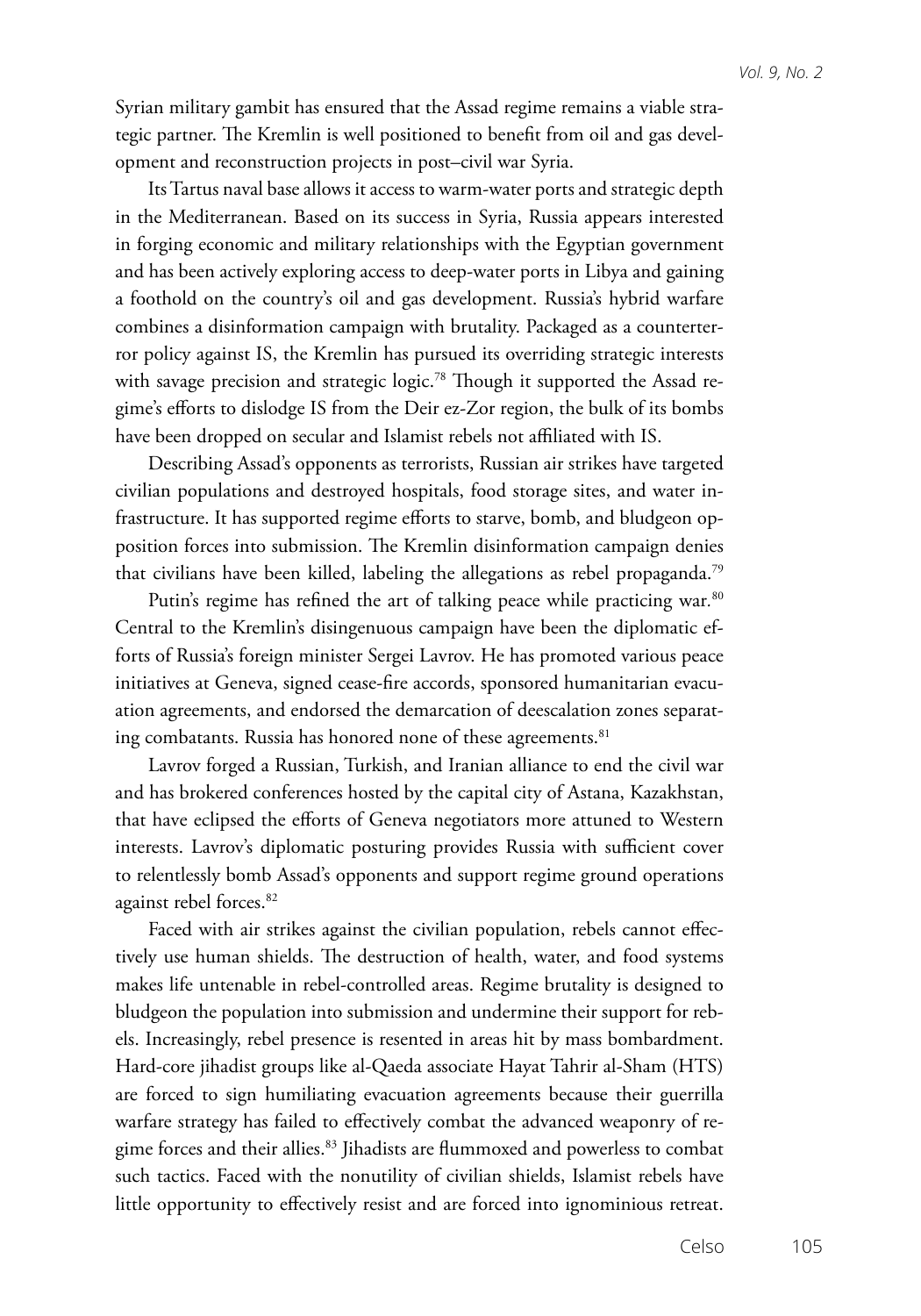Syrian military gambit has ensured that the Assad regime remains a viable strategic partner. The Kremlin is well positioned to benefit from oil and gas development and reconstruction projects in post–civil war Syria.

Its Tartus naval base allows it access to warm-water ports and strategic depth in the Mediterranean. Based on its success in Syria, Russia appears interested in forging economic and military relationships with the Egyptian government and has been actively exploring access to deep-water ports in Libya and gaining a foothold on the country's oil and gas development. Russia's hybrid warfare combines a disinformation campaign with brutality. Packaged as a counterterror policy against IS, the Kremlin has pursued its overriding strategic interests with savage precision and strategic logic.[78] Though it supported the Assad regime's efforts to dislodge IS from the Deir ez-Zor region, the bulk of its bombs have been dropped on secular and Islamist rebels not affiliated with IS.

Describing Assad's opponents as terrorists, Russian air strikes have targeted civilian populations and destroyed hospitals, food storage sites, and water infrastructure. It has supported regime efforts to starve, bomb, and bludgeon opposition forces into submission. The Kremlin disinformation campaign denies that civilians have been killed, labeling the allegations as rebel propaganda.[79]

Putin's regime has refined the art of talking peace while practicing war.[80] Central to the Kremlin's disingenuous campaign have been the diplomatic efforts of Russia's foreign minister Sergei Lavrov. He has promoted various peace initiatives at Geneva, signed cease-fire accords, sponsored humanitarian evacuation agreements, and endorsed the demarcation of deescalation zones separating combatants. Russia has honored none of these agreements.[81]

Lavrov forged a Russian, Turkish, and Iranian alliance to end the civil war and has brokered conferences hosted by the capital city of Astana, Kazakhstan, that have eclipsed the efforts of Geneva negotiators more attuned to Western interests. Lavrov's diplomatic posturing provides Russia with sufficient cover to relentlessly bomb Assad's opponents and support regime ground operations against rebel forces.[82]

Faced with air strikes against the civilian population, rebels cannot effectively use human shields. The destruction of health, water, and food systems makes life untenable in rebel-controlled areas. Regime brutality is designed to bludgeon the population into submission and undermine their support for rebels. Increasingly, rebel presence is resented in areas hit by mass bombardment. Hard-core jihadist groups like al-Qaeda associate Hayat Tahrir al-Sham (HTS) are forced to sign humiliating evacuation agreements because their guerrilla warfare strategy has failed to effectively combat the advanced weaponry of regime forces and their allies.[83] Jihadists are flummoxed and powerless to combat such tactics. Faced with the nonutility of civilian shields, Islamist rebels have little opportunity to effectively resist and are forced into ignominious retreat.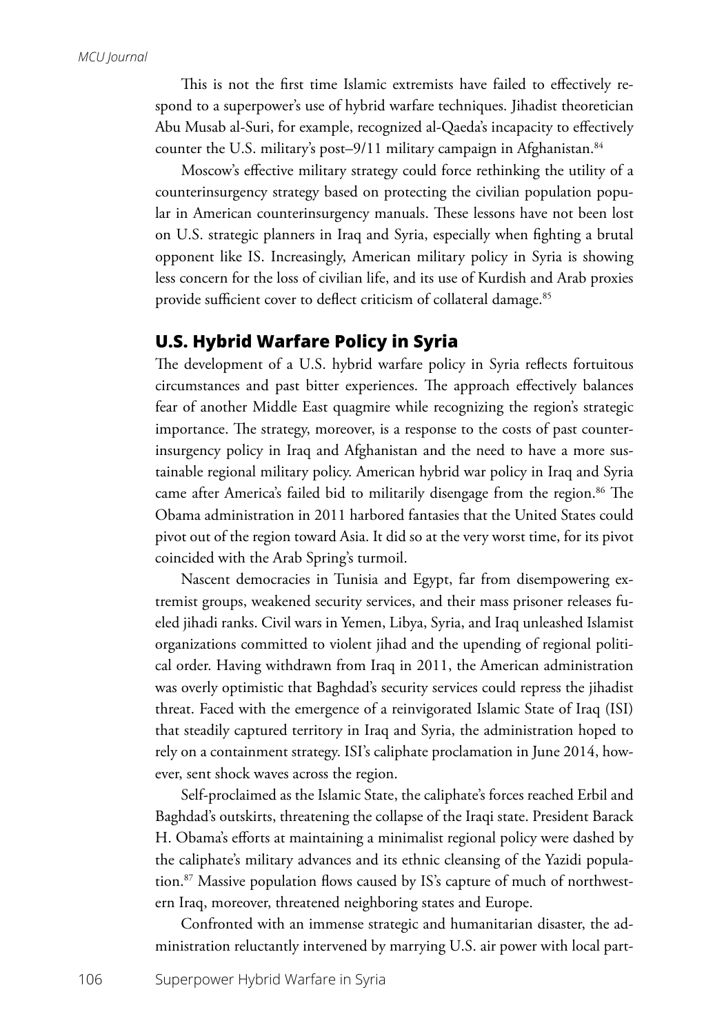This is not the first time Islamic extremists have failed to effectively respond to a superpower's use of hybrid warfare techniques. Jihadist theoretician Abu Musab al-Suri, for example, recognized al-Qaeda's incapacity to effectively counter the U.S. military's post–9/11 military campaign in Afghanistan.[84]

Moscow's effective military strategy could force rethinking the utility of a counterinsurgency strategy based on protecting the civilian population popular in American counterinsurgency manuals. These lessons have not been lost on U.S. strategic planners in Iraq and Syria, especially when fighting a brutal opponent like IS. Increasingly, American military policy in Syria is showing less concern for the loss of civilian life, and its use of Kurdish and Arab proxies provide sufficient cover to deflect criticism of collateral damage.[85]

## U.S. Hybrid Warfare Policy in Syria

The development of a U.S. hybrid warfare policy in Syria reflects fortuitous circumstances and past bitter experiences. The approach effectively balances fear of another Middle East quagmire while recognizing the region's strategic importance. The strategy, moreover, is a response to the costs of past counterinsurgency policy in Iraq and Afghanistan and the need to have a more sustainable regional military policy. American hybrid war policy in Iraq and Syria came after America's failed bid to militarily disengage from the region.[86] The Obama administration in 2011 harbored fantasies that the United States could pivot out of the region toward Asia. It did so at the very worst time, for its pivot coincided with the Arab Spring's turmoil.

Nascent democracies in Tunisia and Egypt, far from disempowering extremist groups, weakened security services, and their mass prisoner releases fueled jihadi ranks. Civil wars in Yemen, Libya, Syria, and Iraq unleashed Islamist organizations committed to violent jihad and the upending of regional political order. Having withdrawn from Iraq in 2011, the American administration was overly optimistic that Baghdad's security services could repress the jihadist threat. Faced with the emergence of a reinvigorated Islamic State of Iraq (ISI) that steadily captured territory in Iraq and Syria, the administration hoped to rely on a containment strategy. ISI's caliphate proclamation in June 2014, however, sent shock waves across the region.

Self-proclaimed as the Islamic State, the caliphate's forces reached Erbil and Baghdad's outskirts, threatening the collapse of the Iraqi state. President Barack H. Obama's efforts at maintaining a minimalist regional policy were dashed by the caliphate's military advances and its ethnic cleansing of the Yazidi population.[87] Massive population flows caused by IS's capture of much of northwestern Iraq, moreover, threatened neighboring states and Europe.

Confronted with an immense strategic and humanitarian disaster, the administration reluctantly intervened by marrying U.S. air power with local part-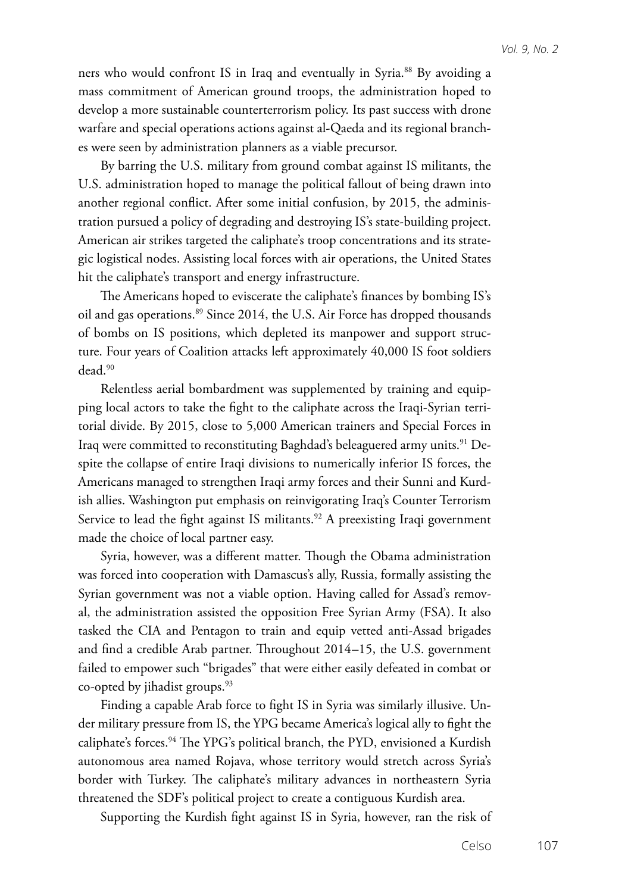ners who would confront IS in Iraq and eventually in Syria.[88] By avoiding a mass commitment of American ground troops, the administration hoped to develop a more sustainable counterterrorism policy. Its past success with drone warfare and special operations actions against al-Qaeda and its regional branches were seen by administration planners as a viable precursor.

By barring the U.S. military from ground combat against IS militants, the U.S. administration hoped to manage the political fallout of being drawn into another regional conflict. After some initial confusion, by 2015, the administration pursued a policy of degrading and destroying IS's state-building project. American air strikes targeted the caliphate's troop concentrations and its strategic logistical nodes. Assisting local forces with air operations, the United States hit the caliphate's transport and energy infrastructure.

The Americans hoped to eviscerate the caliphate's finances by bombing IS's oil and gas operations.[89] Since 2014, the U.S. Air Force has dropped thousands of bombs on IS positions, which depleted its manpower and support structure. Four years of Coalition attacks left approximately 40,000 IS foot soldiers dead.[90]

Relentless aerial bombardment was supplemented by training and equipping local actors to take the fight to the caliphate across the Iraqi-Syrian territorial divide. By 2015, close to 5,000 American trainers and Special Forces in Iraq were committed to reconstituting Baghdad's beleaguered army units.[91] Despite the collapse of entire Iraqi divisions to numerically inferior IS forces, the Americans managed to strengthen Iraqi army forces and their Sunni and Kurdish allies. Washington put emphasis on reinvigorating Iraq's Counter Terrorism Service to lead the fight against IS militants.[92] A preexisting Iraqi government made the choice of local partner easy.

Syria, however, was a different matter. Though the Obama administration was forced into cooperation with Damascus's ally, Russia, formally assisting the Syrian government was not a viable option. Having called for Assad's removal, the administration assisted the opposition Free Syrian Army (FSA). It also tasked the CIA and Pentagon to train and equip vetted anti-Assad brigades and find a credible Arab partner. Throughout 2014–15, the U.S. government failed to empower such "brigades" that were either easily defeated in combat or co-opted by jihadist groups.[93]

Finding a capable Arab force to fight IS in Syria was similarly illusive. Under military pressure from IS, the YPG became America's logical ally to fight the caliphate's forces.[94] The YPG's political branch, the PYD, envisioned a Kurdish autonomous area named Rojava, whose territory would stretch across Syria's border with Turkey. The caliphate's military advances in northeastern Syria threatened the SDF's political project to create a contiguous Kurdish area.

Supporting the Kurdish fight against IS in Syria, however, ran the risk of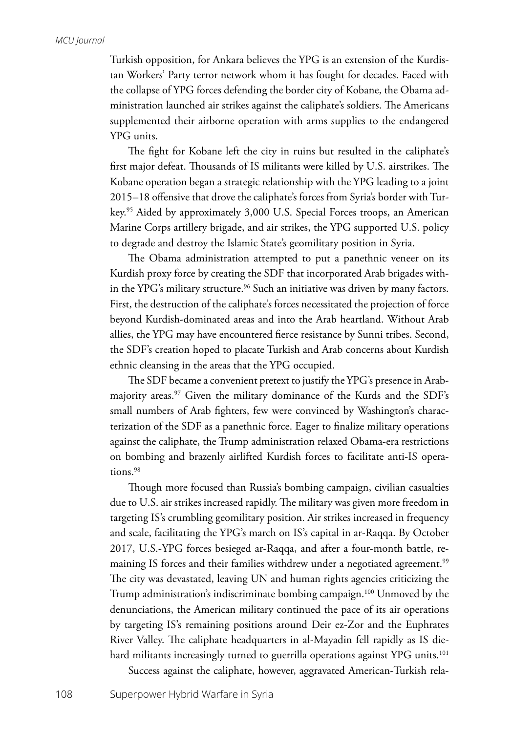Turkish opposition, for Ankara believes the YPG is an extension of the Kurdistan Workers' Party terror network whom it has fought for decades. Faced with the collapse of YPG forces defending the border city of Kobane, the Obama administration launched air strikes against the caliphate's soldiers. The Americans supplemented their airborne operation with arms supplies to the endangered YPG units.

The fight for Kobane left the city in ruins but resulted in the caliphate's first major defeat. Thousands of IS militants were killed by U.S. airstrikes. The Kobane operation began a strategic relationship with the YPG leading to a joint 2015–18 offensive that drove the caliphate's forces from Syria's border with Turkey.[95] Aided by approximately 3,000 U.S. Special Forces troops, an American Marine Corps artillery brigade, and air strikes, the YPG supported U.S. policy to degrade and destroy the Islamic State's geomilitary position in Syria.

The Obama administration attempted to put a panethnic veneer on its Kurdish proxy force by creating the SDF that incorporated Arab brigades within the YPG's military structure.[96] Such an initiative was driven by many factors. First, the destruction of the caliphate's forces necessitated the projection of force beyond Kurdish-dominated areas and into the Arab heartland. Without Arab allies, the YPG may have encountered fierce resistance by Sunni tribes. Second, the SDF's creation hoped to placate Turkish and Arab concerns about Kurdish ethnic cleansing in the areas that the YPG occupied.

The SDF became a convenient pretext to justify the YPG's presence in Arab-majority areas.[97] Given the military dominance of the Kurds and the SDF's small numbers of Arab fighters, few were convinced by Washington's characterization of the SDF as a panethnic force. Eager to finalize military operations against the caliphate, the Trump administration relaxed Obama-era restrictions on bombing and brazenly airlifted Kurdish forces to facilitate anti-IS operations.[98]

Though more focused than Russia's bombing campaign, civilian casualties due to U.S. air strikes increased rapidly. The military was given more freedom in targeting IS's crumbling geomilitary position. Air strikes increased in frequency and scale, facilitating the YPG's march on IS's capital in ar-Raqqa. By October 2017, U.S.-YPG forces besieged ar-Raqqa, and after a four-month battle, remaining IS forces and their families withdrew under a negotiated agreement.[99] The city was devastated, leaving UN and human rights agencies criticizing the Trump administration's indiscriminate bombing campaign.[100] Unmoved by the denunciations, the American military continued the pace of its air operations by targeting IS's remaining positions around Deir ez-Zor and the Euphrates River Valley. The caliphate headquarters in al-Mayadin fell rapidly as IS diehard militants increasingly turned to guerrilla operations against YPG units.[101]

Success against the caliphate, however, aggravated American-Turkish rela-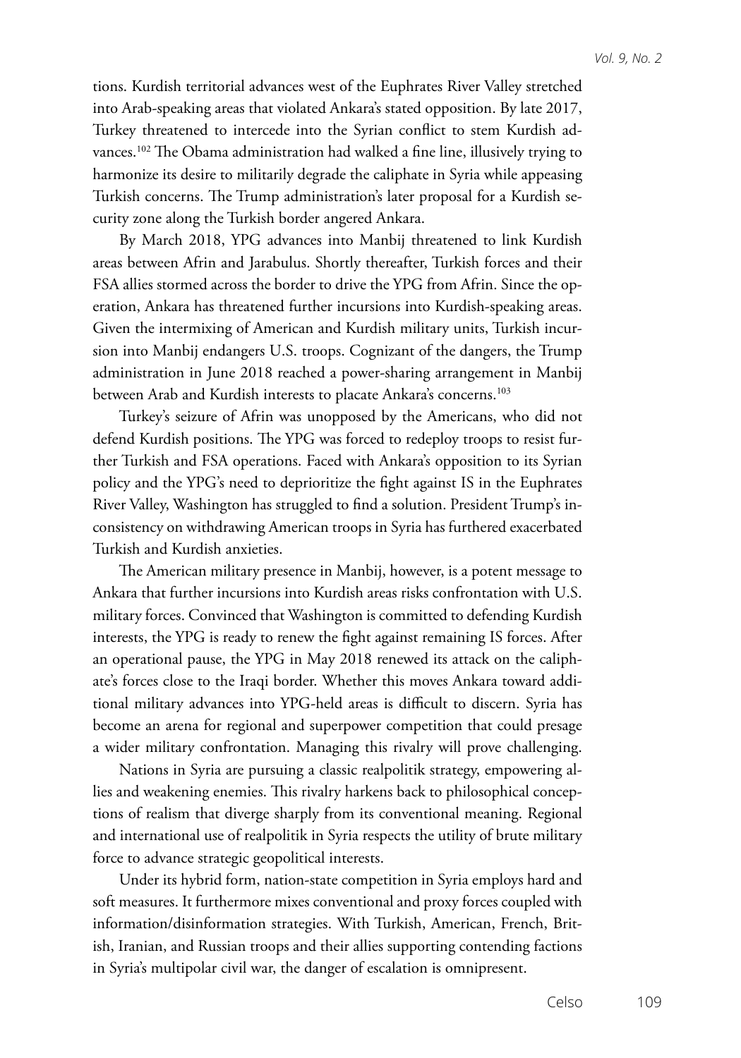tions. Kurdish territorial advances west of the Euphrates River Valley stretched into Arab-speaking areas that violated Ankara's stated opposition. By late 2017, Turkey threatened to intercede into the Syrian conflict to stem Kurdish advances.[102] The Obama administration had walked a fine line, illusively trying to harmonize its desire to militarily degrade the caliphate in Syria while appeasing Turkish concerns. The Trump administration's later proposal for a Kurdish security zone along the Turkish border angered Ankara.

By March 2018, YPG advances into Manbij threatened to link Kurdish areas between Afrin and Jarabulus. Shortly thereafter, Turkish forces and their FSA allies stormed across the border to drive the YPG from Afrin. Since the operation, Ankara has threatened further incursions into Kurdish-speaking areas. Given the intermixing of American and Kurdish military units, Turkish incursion into Manbij endangers U.S. troops. Cognizant of the dangers, the Trump administration in June 2018 reached a power-sharing arrangement in Manbij between Arab and Kurdish interests to placate Ankara's concerns.[103]

Turkey's seizure of Afrin was unopposed by the Americans, who did not defend Kurdish positions. The YPG was forced to redeploy troops to resist further Turkish and FSA operations. Faced with Ankara's opposition to its Syrian policy and the YPG's need to deprioritize the fight against IS in the Euphrates River Valley, Washington has struggled to find a solution. President Trump's inconsistency on withdrawing American troops in Syria has furthered exacerbated Turkish and Kurdish anxieties.

The American military presence in Manbij, however, is a potent message to Ankara that further incursions into Kurdish areas risks confrontation with U.S. military forces. Convinced that Washington is committed to defending Kurdish interests, the YPG is ready to renew the fight against remaining IS forces. After an operational pause, the YPG in May 2018 renewed its attack on the caliphate's forces close to the Iraqi border. Whether this moves Ankara toward additional military advances into YPG-held areas is difficult to discern. Syria has become an arena for regional and superpower competition that could presage a wider military confrontation. Managing this rivalry will prove challenging.

Nations in Syria are pursuing a classic realpolitik strategy, empowering allies and weakening enemies. This rivalry harkens back to philosophical conceptions of realism that diverge sharply from its conventional meaning. Regional and international use of realpolitik in Syria respects the utility of brute military force to advance strategic geopolitical interests.

Under its hybrid form, nation-state competition in Syria employs hard and soft measures. It furthermore mixes conventional and proxy forces coupled with information/disinformation strategies. With Turkish, American, French, British, Iranian, and Russian troops and their allies supporting contending factions in Syria's multipolar civil war, the danger of escalation is omnipresent.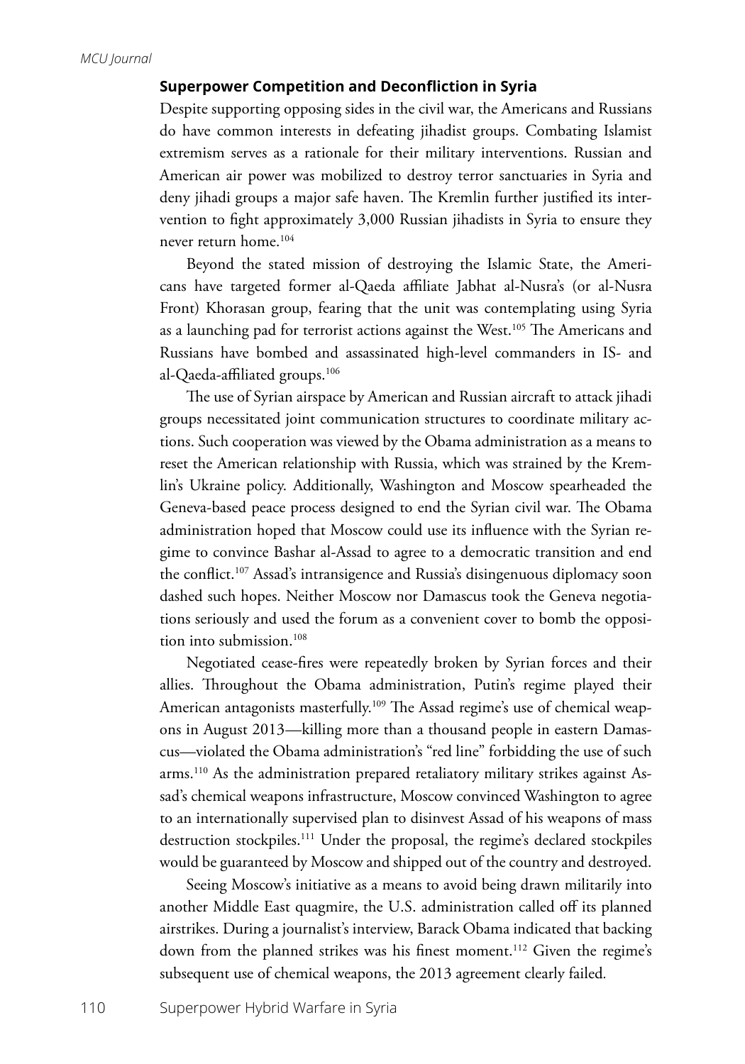### Superpower Competition and Deconfliction in Syria

Despite supporting opposing sides in the civil war, the Americans and Russians do have common interests in defeating jihadist groups. Combating Islamist extremism serves as a rationale for their military interventions. Russian and American air power was mobilized to destroy terror sanctuaries in Syria and deny jihadi groups a major safe haven. The Kremlin further justified its intervention to fight approximately 3,000 Russian jihadists in Syria to ensure they never return home.[104]

Beyond the stated mission of destroying the Islamic State, the Americans have targeted former al-Qaeda affiliate Jabhat al-Nusra's (or al-Nusra Front) Khorasan group, fearing that the unit was contemplating using Syria as a launching pad for terrorist actions against the West.[105] The Americans and Russians have bombed and assassinated high-level commanders in IS- and al-Qaeda-affiliated groups.[106]

The use of Syrian airspace by American and Russian aircraft to attack jihadi groups necessitated joint communication structures to coordinate military actions. Such cooperation was viewed by the Obama administration as a means to reset the American relationship with Russia, which was strained by the Kremlin's Ukraine policy. Additionally, Washington and Moscow spearheaded the Geneva-based peace process designed to end the Syrian civil war. The Obama administration hoped that Moscow could use its influence with the Syrian regime to convince Bashar al-Assad to agree to a democratic transition and end the conflict.[107] Assad's intransigence and Russia's disingenuous diplomacy soon dashed such hopes. Neither Moscow nor Damascus took the Geneva negotiations seriously and used the forum as a convenient cover to bomb the opposition into submission.[108]

Negotiated cease-fires were repeatedly broken by Syrian forces and their allies. Throughout the Obama administration, Putin's regime played their American antagonists masterfully.[109] The Assad regime's use of chemical weapons in August 2013—killing more than a thousand people in eastern Damascus—violated the Obama administration's "red line" forbidding the use of such arms.[110] As the administration prepared retaliatory military strikes against Assad's chemical weapons infrastructure, Moscow convinced Washington to agree to an internationally supervised plan to disinvest Assad of his weapons of mass destruction stockpiles.[111] Under the proposal, the regime's declared stockpiles would be guaranteed by Moscow and shipped out of the country and destroyed.

Seeing Moscow's initiative as a means to avoid being drawn militarily into another Middle East quagmire, the U.S. administration called off its planned airstrikes. During a journalist's interview, Barack Obama indicated that backing down from the planned strikes was his finest moment.[112] Given the regime's subsequent use of chemical weapons, the 2013 agreement clearly failed.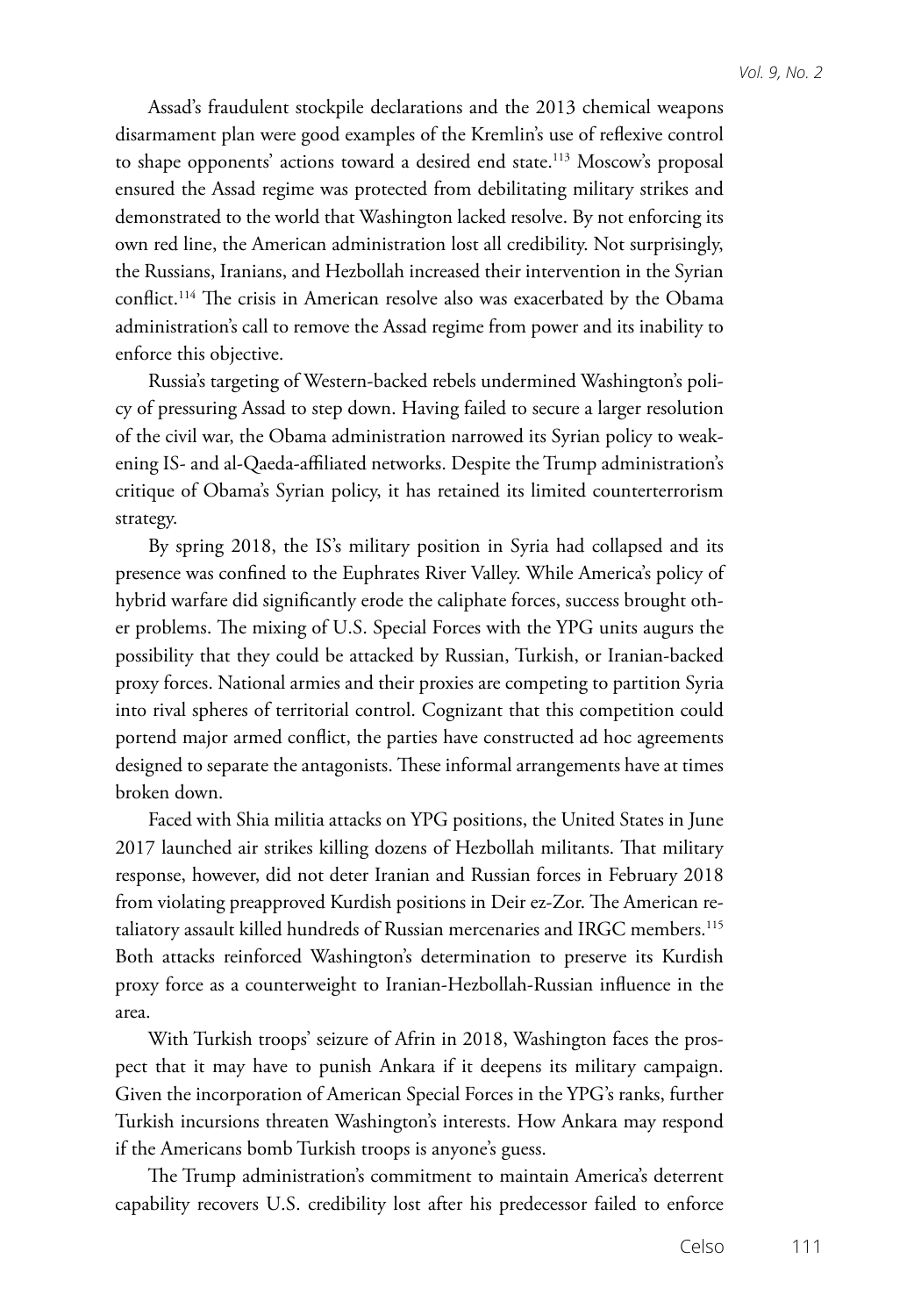Assad's fraudulent stockpile declarations and the 2013 chemical weapons disarmament plan were good examples of the Kremlin's use of reflexive control to shape opponents' actions toward a desired end state.[113] Moscow's proposal ensured the Assad regime was protected from debilitating military strikes and demonstrated to the world that Washington lacked resolve. By not enforcing its own red line, the American administration lost all credibility. Not surprisingly, the Russians, Iranians, and Hezbollah increased their intervention in the Syrian conflict.[114] The crisis in American resolve also was exacerbated by the Obama administration's call to remove the Assad regime from power and its inability to enforce this objective.

Russia's targeting of Western-backed rebels undermined Washington's policy of pressuring Assad to step down. Having failed to secure a larger resolution of the civil war, the Obama administration narrowed its Syrian policy to weakening IS- and al-Qaeda-affiliated networks. Despite the Trump administration's critique of Obama's Syrian policy, it has retained its limited counterterrorism strategy.

By spring 2018, the IS's military position in Syria had collapsed and its presence was confined to the Euphrates River Valley. While America's policy of hybrid warfare did significantly erode the caliphate forces, success brought other problems. The mixing of U.S. Special Forces with the YPG units augurs the possibility that they could be attacked by Russian, Turkish, or Iranian-backed proxy forces. National armies and their proxies are competing to partition Syria into rival spheres of territorial control. Cognizant that this competition could portend major armed conflict, the parties have constructed ad hoc agreements designed to separate the antagonists. These informal arrangements have at times broken down.

Faced with Shia militia attacks on YPG positions, the United States in June 2017 launched air strikes killing dozens of Hezbollah militants. That military response, however, did not deter Iranian and Russian forces in February 2018 from violating preapproved Kurdish positions in Deir ez-Zor. The American retaliatory assault killed hundreds of Russian mercenaries and IRGC members.[115] Both attacks reinforced Washington's determination to preserve its Kurdish proxy force as a counterweight to Iranian-Hezbollah-Russian influence in the area.

With Turkish troops' seizure of Afrin in 2018, Washington faces the prospect that it may have to punish Ankara if it deepens its military campaign. Given the incorporation of American Special Forces in the YPG's ranks, further Turkish incursions threaten Washington's interests. How Ankara may respond if the Americans bomb Turkish troops is anyone's guess.

The Trump administration's commitment to maintain America's deterrent capability recovers U.S. credibility lost after his predecessor failed to enforce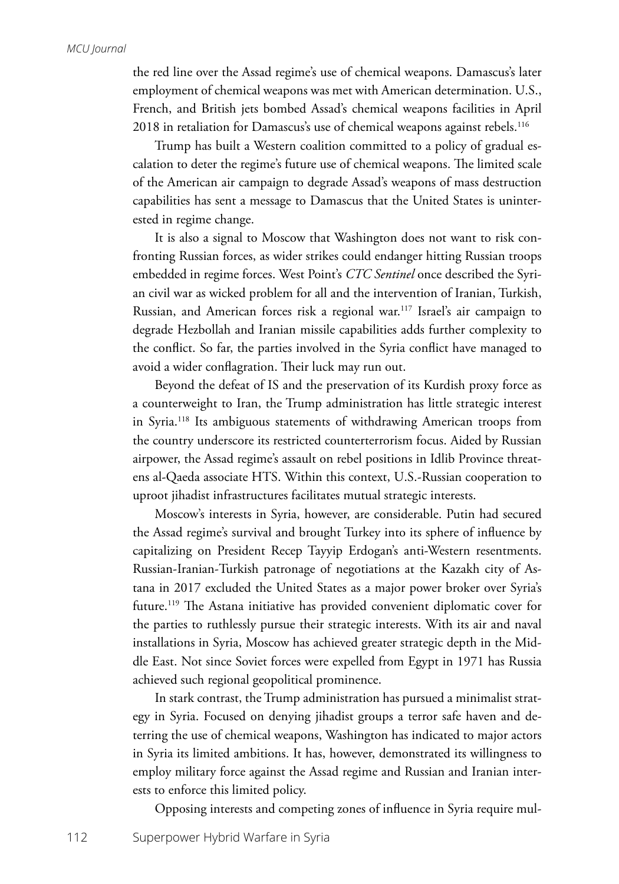the red line over the Assad regime's use of chemical weapons. Damascus's later employment of chemical weapons was met with American determination. U.S., French, and British jets bombed Assad's chemical weapons facilities in April 2018 in retaliation for Damascus's use of chemical weapons against rebels.[116]

Trump has built a Western coalition committed to a policy of gradual escalation to deter the regime's future use of chemical weapons. The limited scale of the American air campaign to degrade Assad's weapons of mass destruction capabilities has sent a message to Damascus that the United States is uninterested in regime change.

It is also a signal to Moscow that Washington does not want to risk confronting Russian forces, as wider strikes could endanger hitting Russian troops embedded in regime forces. West Point's *CTC Sentinel* once described the Syrian civil war as wicked problem for all and the intervention of Iranian, Turkish, Russian, and American forces risk a regional war.[117] Israel's air campaign to degrade Hezbollah and Iranian missile capabilities adds further complexity to the conflict. So far, the parties involved in the Syria conflict have managed to avoid a wider conflagration. Their luck may run out.

Beyond the defeat of IS and the preservation of its Kurdish proxy force as a counterweight to Iran, the Trump administration has little strategic interest in Syria.[118] Its ambiguous statements of withdrawing American troops from the country underscore its restricted counterterrorism focus. Aided by Russian airpower, the Assad regime's assault on rebel positions in Idlib Province threatens al-Qaeda associate HTS. Within this context, U.S.-Russian cooperation to uproot jihadist infrastructures facilitates mutual strategic interests.

Moscow's interests in Syria, however, are considerable. Putin had secured the Assad regime's survival and brought Turkey into its sphere of influence by capitalizing on President Recep Tayyip Erdogan's anti-Western resentments. Russian-Iranian-Turkish patronage of negotiations at the Kazakh city of Astana in 2017 excluded the United States as a major power broker over Syria's future.[119] The Astana initiative has provided convenient diplomatic cover for the parties to ruthlessly pursue their strategic interests. With its air and naval installations in Syria, Moscow has achieved greater strategic depth in the Middle East. Not since Soviet forces were expelled from Egypt in 1971 has Russia achieved such regional geopolitical prominence.

In stark contrast, the Trump administration has pursued a minimalist strategy in Syria. Focused on denying jihadist groups a terror safe haven and deterring the use of chemical weapons, Washington has indicated to major actors in Syria its limited ambitions. It has, however, demonstrated its willingness to employ military force against the Assad regime and Russian and Iranian interests to enforce this limited policy.

Opposing interests and competing zones of influence in Syria require mul-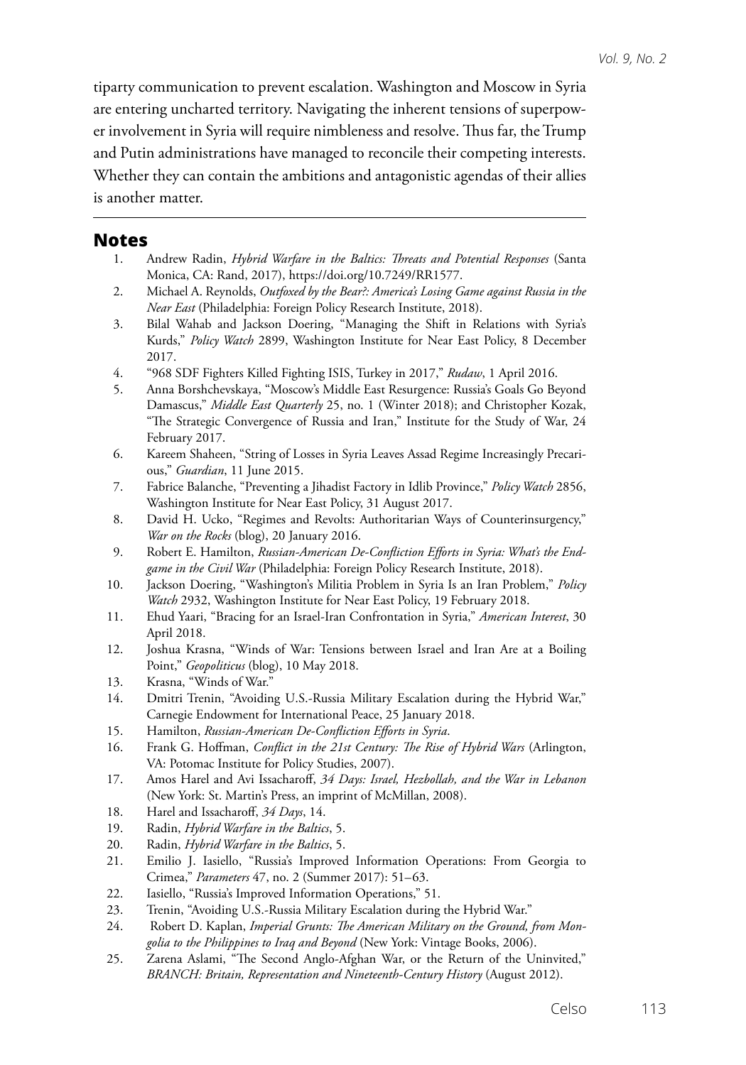tiparty communication to prevent escalation. Washington and Moscow in Syria are entering uncharted territory. Navigating the inherent tensions of superpower involvement in Syria will require nimbleness and resolve. Thus far, the Trump and Putin administrations have managed to reconcile their competing interests. Whether they can contain the ambitions and antagonistic agendas of their allies is another matter.

## Notes

1. Andrew Radin, *Hybrid Warfare in the Baltics: Threats and Potential Responses* (Santa Monica, CA: Rand, 2017), https://doi.org/10.7249/RR1577.
2. Michael A. Reynolds, *Outfoxed by the Bear?: America's Losing Game against Russia in the Near East* (Philadelphia: Foreign Policy Research Institute, 2018).
3. Bilal Wahab and Jackson Doering, "Managing the Shift in Relations with Syria's Kurds," *Policy Watch* 2899, Washington Institute for Near East Policy, 8 December 2017.
4. "968 SDF Fighters Killed Fighting ISIS, Turkey in 2017," *Rudaw*, 1 April 2016.
5. Anna Borshchevskaya, "Moscow's Middle East Resurgence: Russia's Goals Go Beyond Damascus," *Middle East Quarterly* 25, no. 1 (Winter 2018); and Christopher Kozak, "The Strategic Convergence of Russia and Iran," Institute for the Study of War, 24 February 2017.
6. Kareem Shaheen, "String of Losses in Syria Leaves Assad Regime Increasingly Precarious," *Guardian*, 11 June 2015.
7. Fabrice Balanche, "Preventing a Jihadist Factory in Idlib Province," *Policy Watch* 2856, Washington Institute for Near East Policy, 31 August 2017.
8. David H. Ucko, "Regimes and Revolts: Authoritarian Ways of Counterinsurgency," *War on the Rocks* (blog), 20 January 2016.
9. Robert E. Hamilton, *Russian-American De-Confliction Efforts in Syria: What's the End-game in the Civil War* (Philadelphia: Foreign Policy Research Institute, 2018).
10. Jackson Doering, "Washington's Militia Problem in Syria Is an Iran Problem," *Policy Watch* 2932, Washington Institute for Near East Policy, 19 February 2018.
11. Ehud Yaari, "Bracing for an Israel-Iran Confrontation in Syria," *American Interest*, 30 April 2018.
12. Joshua Krasna, "Winds of War: Tensions between Israel and Iran Are at a Boiling Point," *Geopoliticus* (blog), 10 May 2018.
13. Krasna, "Winds of War."
14. Dmitri Trenin, "Avoiding U.S.-Russia Military Escalation during the Hybrid War," Carnegie Endowment for International Peace, 25 January 2018.
15. Hamilton, *Russian-American De-Confliction Efforts in Syria*.
16. Frank G. Hoffman, *Conflict in the 21st Century: The Rise of Hybrid Wars* (Arlington, VA: Potomac Institute for Policy Studies, 2007).
17. Amos Harel and Avi Issacharoff, *34 Days: Israel, Hezbollah, and the War in Lebanon* (New York: St. Martin's Press, an imprint of McMillan, 2008).
18. Harel and Issacharoff, *34 Days*, 14.
19. Radin, *Hybrid Warfare in the Baltics*, 5.
20. Radin, *Hybrid Warfare in the Baltics*, 5.
21. Emilio J. Iasiello, "Russia's Improved Information Operations: From Georgia to Crimea," *Parameters* 47, no. 2 (Summer 2017): 51–63.
22. Iasiello, "Russia's Improved Information Operations," 51.
23. Trenin, "Avoiding U.S.-Russia Military Escalation during the Hybrid War."
24. Robert D. Kaplan, *Imperial Grunts: The American Military on the Ground, from Mongolia to the Philippines to Iraq and Beyond* (New York: Vintage Books, 2006).
25. Zarena Aslami, "The Second Anglo-Afghan War, or the Return of the Uninvited," *BRANCH: Britain, Representation and Nineteenth-Century History* (August 2012).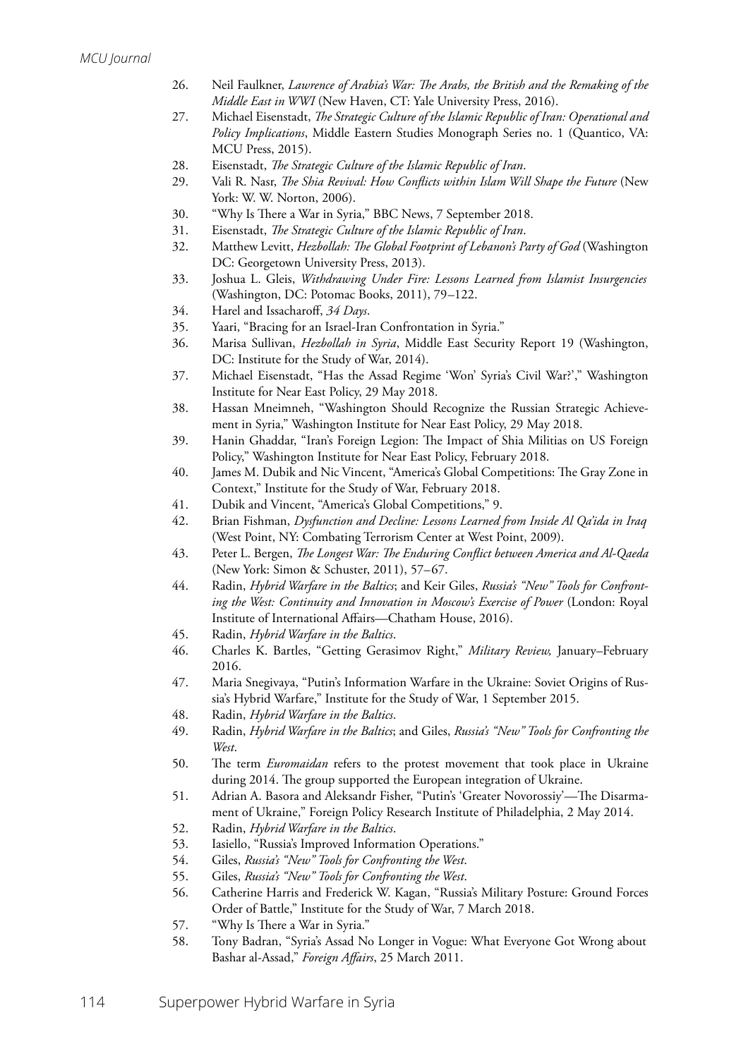26. Neil Faulkner, *Lawrence of Arabia's War: The Arabs, the British and the Remaking of the Middle East in WWI* (New Haven, CT: Yale University Press, 2016).
27. Michael Eisenstadt, *The Strategic Culture of the Islamic Republic of Iran: Operational and Policy Implications*, Middle Eastern Studies Monograph Series no. 1 (Quantico, VA: MCU Press, 2015).
28. Eisenstadt, *The Strategic Culture of the Islamic Republic of Iran*.
29. Vali R. Nasr, *The Shia Revival: How Conflicts within Islam Will Shape the Future* (New York: W. W. Norton, 2006).
30. "Why Is There a War in Syria," BBC News, 7 September 2018.
31. Eisenstadt, *The Strategic Culture of the Islamic Republic of Iran*.
32. Matthew Levitt, *Hezbollah: The Global Footprint of Lebanon's Party of God* (Washington DC: Georgetown University Press, 2013).
33. Joshua L. Gleis, *Withdrawing Under Fire: Lessons Learned from Islamist Insurgencies* (Washington, DC: Potomac Books, 2011), 79–122.
34. Harel and Issacharoff, *34 Days*.
35. Yaari, "Bracing for an Israel-Iran Confrontation in Syria."
36. Marisa Sullivan, *Hezbollah in Syria*, Middle East Security Report 19 (Washington, DC: Institute for the Study of War, 2014).
37. Michael Eisenstadt, "Has the Assad Regime 'Won' Syria's Civil War?'," Washington Institute for Near East Policy, 29 May 2018.
38. Hassan Mneimneh, "Washington Should Recognize the Russian Strategic Achievement in Syria," Washington Institute for Near East Policy, 29 May 2018.
39. Hanin Ghaddar, "Iran's Foreign Legion: The Impact of Shia Militias on US Foreign Policy," Washington Institute for Near East Policy, February 2018.
40. James M. Dubik and Nic Vincent, "America's Global Competitions: The Gray Zone in Context," Institute for the Study of War, February 2018.
41. Dubik and Vincent, "America's Global Competitions," 9.
42. Brian Fishman, *Dysfunction and Decline: Lessons Learned from Inside Al Qa'ida in Iraq* (West Point, NY: Combating Terrorism Center at West Point, 2009).
43. Peter L. Bergen, *The Longest War: The Enduring Conflict between America and Al-Qaeda* (New York: Simon & Schuster, 2011), 57–67.
44. Radin, *Hybrid Warfare in the Baltics*; and Keir Giles, *Russia's "New" Tools for Confronting the West: Continuity and Innovation in Moscow's Exercise of Power* (London: Royal Institute of International Affairs—Chatham House, 2016).
45. Radin, *Hybrid Warfare in the Baltics*.
46. Charles K. Bartles, "Getting Gerasimov Right," *Military Review,* January–February 2016.
47. Maria Snegivaya, "Putin's Information Warfare in the Ukraine: Soviet Origins of Russia's Hybrid Warfare," Institute for the Study of War, 1 September 2015.
48. Radin, *Hybrid Warfare in the Baltics*.
49. Radin, *Hybrid Warfare in the Baltics*; and Giles, *Russia's "New" Tools for Confronting the West*.
50. The term *Euromaidan* refers to the protest movement that took place in Ukraine during 2014. The group supported the European integration of Ukraine.
51. Adrian A. Basora and Aleksandr Fisher, "Putin's 'Greater Novorossiy'—The Disarmament of Ukraine," Foreign Policy Research Institute of Philadelphia, 2 May 2014.
52. Radin, *Hybrid Warfare in the Baltics*.
53. Iasiello, "Russia's Improved Information Operations."
54. Giles, *Russia's "New" Tools for Confronting the West*.
55. Giles, *Russia's "New" Tools for Confronting the West*.
56. Catherine Harris and Frederick W. Kagan, "Russia's Military Posture: Ground Forces Order of Battle," Institute for the Study of War, 7 March 2018.
57. "Why Is There a War in Syria."
58. Tony Badran, "Syria's Assad No Longer in Vogue: What Everyone Got Wrong about Bashar al-Assad," *Foreign Affairs*, 25 March 2011.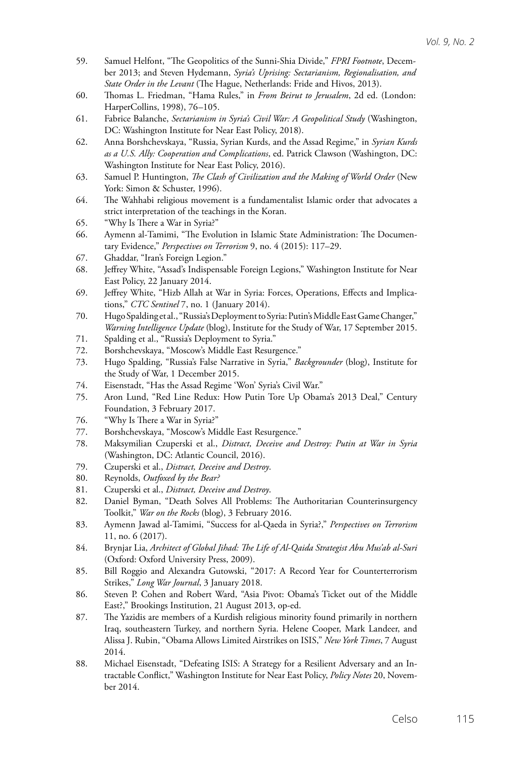59. Samuel Helfont, "The Geopolitics of the Sunni-Shia Divide," *FPRI Footnote*, December 2013; and Steven Hydemann, *Syria's Uprising: Sectarianism, Regionalisation, and State Order in the Levant* (The Hague, Netherlands: Fride and Hivos, 2013).
60. Thomas L. Friedman, "Hama Rules," in *From Beirut to Jerusalem*, 2d ed. (London: HarperCollins, 1998), 76–105.
61. Fabrice Balanche, *Sectarianism in Syria's Civil War: A Geopolitical Study* (Washington, DC: Washington Institute for Near East Policy, 2018).
62. Anna Borshchevskaya, "Russia, Syrian Kurds, and the Assad Regime," in *Syrian Kurds as a U.S. Ally: Cooperation and Complications*, ed. Patrick Clawson (Washington, DC: Washington Institute for Near East Policy, 2016).
63. Samuel P. Huntington, *The Clash of Civilization and the Making of World Order* (New York: Simon & Schuster, 1996).
64. The Wahhabi religious movement is a fundamentalist Islamic order that advocates a strict interpretation of the teachings in the Koran.
65. "Why Is There a War in Syria?"
66. Aymenn al-Tamimi, "The Evolution in Islamic State Administration: The Documentary Evidence," *Perspectives on Terrorism* 9, no. 4 (2015): 117–29.
67. Ghaddar, "Iran's Foreign Legion."
68. Jeffrey White, "Assad's Indispensable Foreign Legions," Washington Institute for Near East Policy, 22 January 2014.
69. Jeffrey White, "Hizb Allah at War in Syria: Forces, Operations, Effects and Implications," *CTC Sentinel* 7, no. 1 (January 2014).
70. Hugo Spalding et al., "Russia's Deployment to Syria: Putin's Middle East Game Changer," *Warning Intelligence Update* (blog), Institute for the Study of War, 17 September 2015.
71. Spalding et al., "Russia's Deployment to Syria."
72. Borshchevskaya, "Moscow's Middle East Resurgence."
73. Hugo Spalding, "Russia's False Narrative in Syria," *Backgrounder* (blog), Institute for the Study of War, 1 December 2015.
74. Eisenstadt, "Has the Assad Regime 'Won' Syria's Civil War."
75. Aron Lund, "Red Line Redux: How Putin Tore Up Obama's 2013 Deal," Century Foundation, 3 February 2017.
76. "Why Is There a War in Syria?"
77. Borshchevskaya, "Moscow's Middle East Resurgence."
78. Maksymilian Czuperski et al., *Distract, Deceive and Destroy: Putin at War in Syria* (Washington, DC: Atlantic Council, 2016).
79. Czuperski et al., *Distract, Deceive and Destroy*.
80. Reynolds, *Outfoxed by the Bear?*
81. Czuperski et al., *Distract, Deceive and Destroy*.
82. Daniel Byman, "Death Solves All Problems: The Authoritarian Counterinsurgency Toolkit," *War on the Rocks* (blog), 3 February 2016.
83. Aymenn Jawad al-Tamimi, "Success for al-Qaeda in Syria?," *Perspectives on Terrorism* 11, no. 6 (2017).
84. Brynjar Lia, *Architect of Global Jihad: The Life of Al-Qaida Strategist Abu Mus'ab al-Suri* (Oxford: Oxford University Press, 2009).
85. Bill Roggio and Alexandra Gutowski, "2017: A Record Year for Counterterrorism Strikes," *Long War Journal*, 3 January 2018.
86. Steven P. Cohen and Robert Ward, "Asia Pivot: Obama's Ticket out of the Middle East?," Brookings Institution, 21 August 2013, op-ed.
87. The Yazidis are members of a Kurdish religious minority found primarily in northern Iraq, southeastern Turkey, and northern Syria. Helene Cooper, Mark Landeer, and Alissa J. Rubin, "Obama Allows Limited Airstrikes on ISIS," *New York Times*, 7 August 2014.
88. Michael Eisenstadt, "Defeating ISIS: A Strategy for a Resilient Adversary and an Intractable Conflict," Washington Institute for Near East Policy, *Policy Notes* 20, November 2014.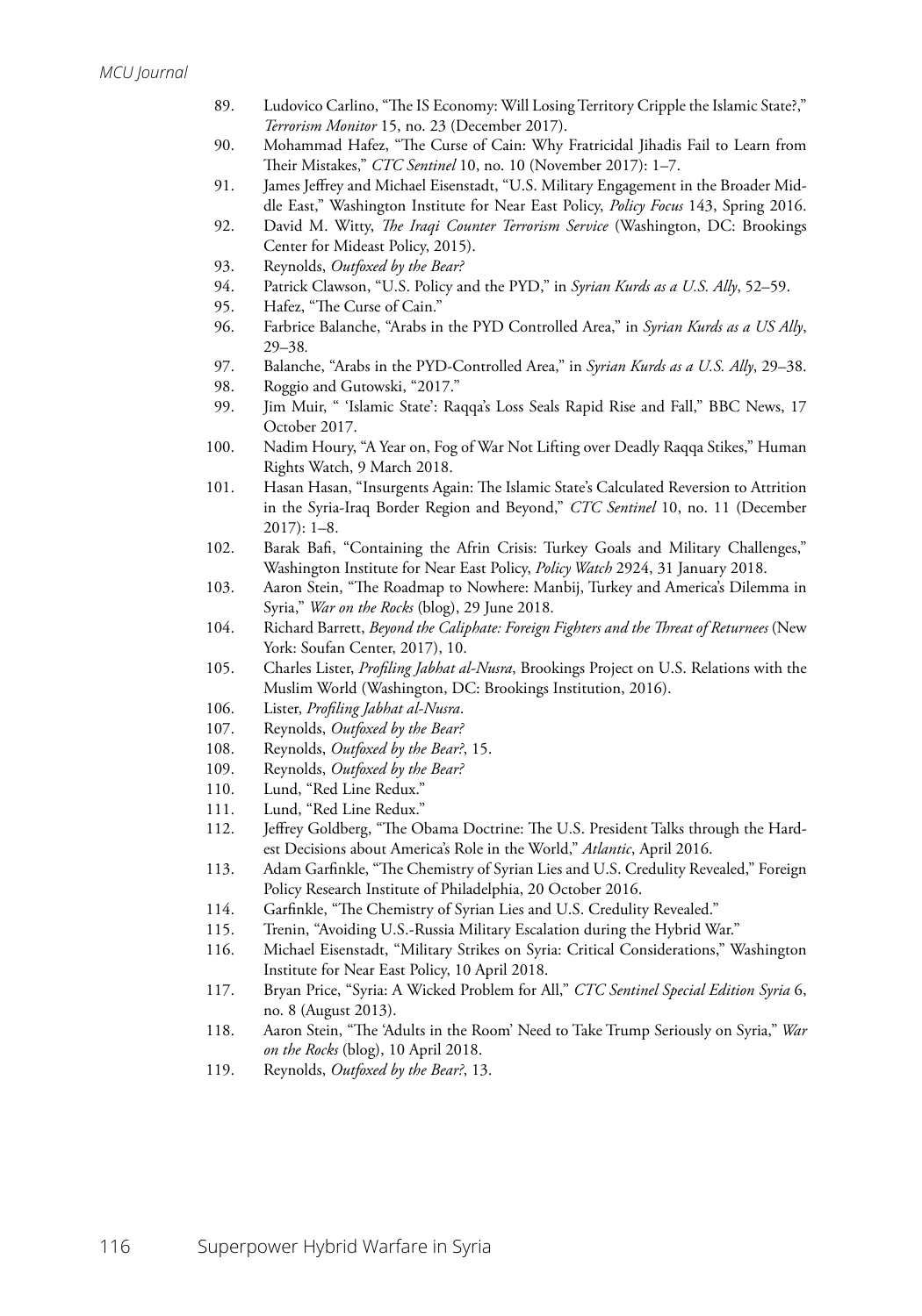89. Ludovico Carlino, "The IS Economy: Will Losing Territory Cripple the Islamic State?," *Terrorism Monitor* 15, no. 23 (December 2017).
90. Mohammad Hafez, "The Curse of Cain: Why Fratricidal Jihadis Fail to Learn from Their Mistakes," *CTC Sentinel* 10, no. 10 (November 2017): 1–7.
91. James Jeffrey and Michael Eisenstadt, "U.S. Military Engagement in the Broader Middle East," Washington Institute for Near East Policy, *Policy Focus* 143, Spring 2016.
92. David M. Witty, *The Iraqi Counter Terrorism Service* (Washington, DC: Brookings Center for Mideast Policy, 2015).
93. Reynolds, *Outfoxed by the Bear?*
94. Patrick Clawson, "U.S. Policy and the PYD," in *Syrian Kurds as a U.S. Ally*, 52–59.
95. Hafez, "The Curse of Cain."
96. Farbrice Balanche, "Arabs in the PYD Controlled Area," in *Syrian Kurds as a US Ally*, 29–38.
97. Balanche, "Arabs in the PYD-Controlled Area," in *Syrian Kurds as a U.S. Ally*, 29–38.
98. Roggio and Gutowski, "2017."
99. Jim Muir, " 'Islamic State': Raqqa's Loss Seals Rapid Rise and Fall," BBC News, 17 October 2017.
100. Nadim Houry, "A Year on, Fog of War Not Lifting over Deadly Raqqa Stikes," Human Rights Watch, 9 March 2018.
101. Hasan Hasan, "Insurgents Again: The Islamic State's Calculated Reversion to Attrition in the Syria-Iraq Border Region and Beyond," *CTC Sentinel* 10, no. 11 (December 2017): 1–8.
102. Barak Bafi, "Containing the Afrin Crisis: Turkey Goals and Military Challenges," Washington Institute for Near East Policy, *Policy Watch* 2924, 31 January 2018.
103. Aaron Stein, "The Roadmap to Nowhere: Manbij, Turkey and America's Dilemma in Syria," *War on the Rocks* (blog), 29 June 2018.
104. Richard Barrett, *Beyond the Caliphate: Foreign Fighters and the Threat of Returnees* (New York: Soufan Center, 2017), 10.
105. Charles Lister, *Profiling Jabhat al-Nusra*, Brookings Project on U.S. Relations with the Muslim World (Washington, DC: Brookings Institution, 2016).
106. Lister, *Profiling Jabhat al-Nusra*.
107. Reynolds, *Outfoxed by the Bear?*
108. Reynolds, *Outfoxed by the Bear?*, 15.
109. Reynolds, *Outfoxed by the Bear?*
110. Lund, "Red Line Redux."
111. Lund, "Red Line Redux."
112. Jeffrey Goldberg, "The Obama Doctrine: The U.S. President Talks through the Hardest Decisions about America's Role in the World," *Atlantic*, April 2016.
113. Adam Garfinkle, "The Chemistry of Syrian Lies and U.S. Credulity Revealed," Foreign Policy Research Institute of Philadelphia, 20 October 2016.
114. Garfinkle, "The Chemistry of Syrian Lies and U.S. Credulity Revealed."
115. Trenin, "Avoiding U.S.-Russia Military Escalation during the Hybrid War."
116. Michael Eisenstadt, "Military Strikes on Syria: Critical Considerations," Washington Institute for Near East Policy, 10 April 2018.
117. Bryan Price, "Syria: A Wicked Problem for All," *CTC Sentinel Special Edition Syria* 6, no. 8 (August 2013).
118. Aaron Stein, "The 'Adults in the Room' Need to Take Trump Seriously on Syria," *War on the Rocks* (blog), 10 April 2018.
119. Reynolds, *Outfoxed by the Bear?*, 13.